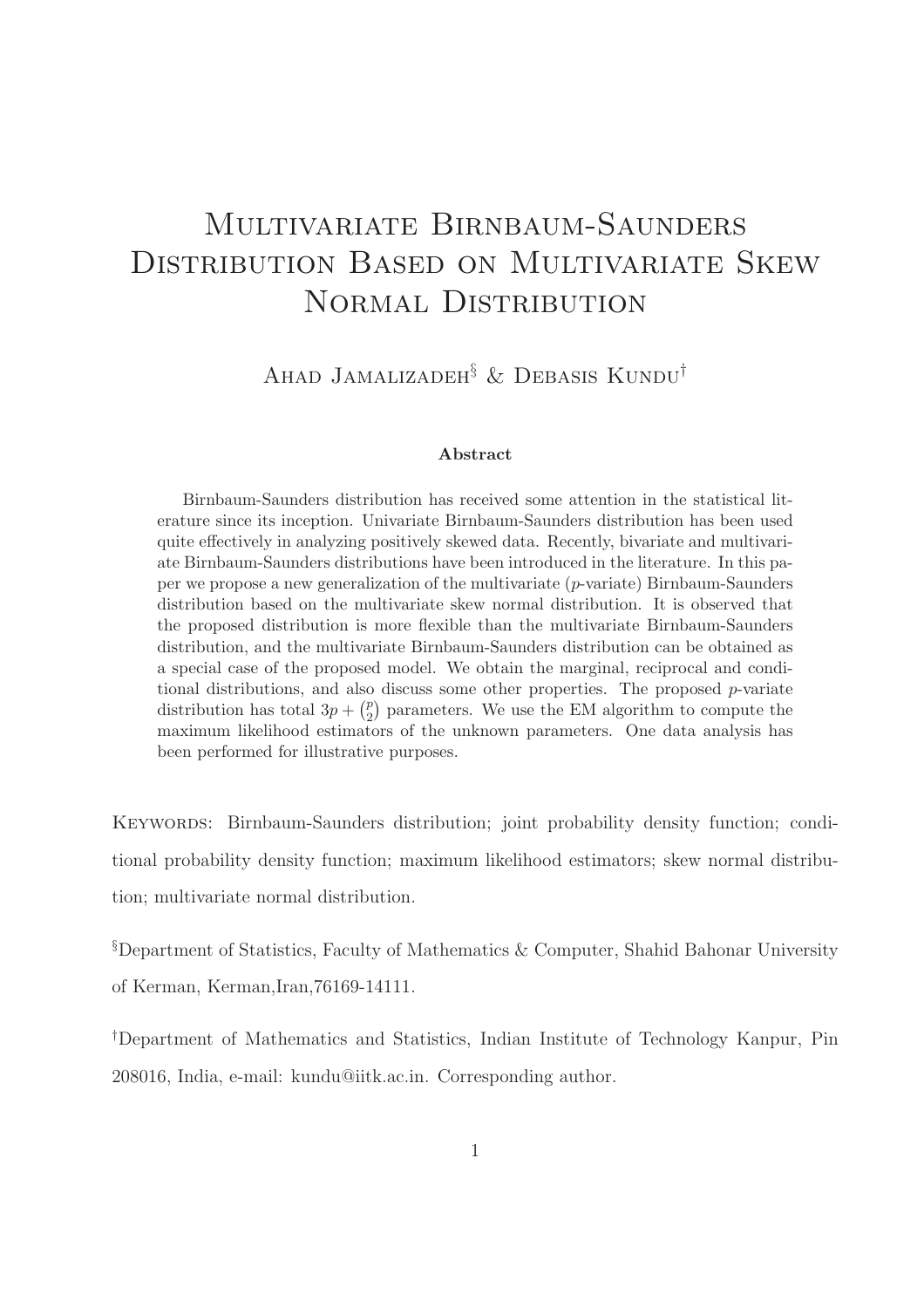# Multivariate Birnbaum-Saunders Distribution Based on Multivariate Skew Normal Distribution

Ahad Jamalizadeh[§] & Debasis Kundu[†]

**Abstract**

Birnbaum-Saunders distribution has received some attention in the statistical literature since its inception. Univariate Birnbaum-Saunders distribution has been used quite effectively in analyzing positively skewed data. Recently, bivariate and multivariate Birnbaum-Saunders distributions have been introduced in the literature. In this paper we propose a new generalization of the multivariate ($p$-variate) Birnbaum-Saunders distribution based on the multivariate skew normal distribution. It is observed that the proposed distribution is more flexible than the multivariate Birnbaum-Saunders distribution, and the multivariate Birnbaum-Saunders distribution can be obtained as a special case of the proposed model. We obtain the marginal, reciprocal and conditional distributions, and also discuss some other properties. The proposed $p$-variate distribution has total $3p + \binom{p}{2}$ parameters. We use the EM algorithm to compute the maximum likelihood estimators of the unknown parameters. One data analysis has been performed for illustrative purposes.

Keywords: Birnbaum-Saunders distribution; joint probability density function; conditional probability density function; maximum likelihood estimators; skew normal distribution; multivariate normal distribution.

[§]Department of Statistics, Faculty of Mathematics & Computer, Shahid Bahonar University of Kerman, Kerman,Iran,76169-14111.

[†]Department of Mathematics and Statistics, Indian Institute of Technology Kanpur, Pin 208016, India, e-mail: kundu@iitk.ac.in. Corresponding author.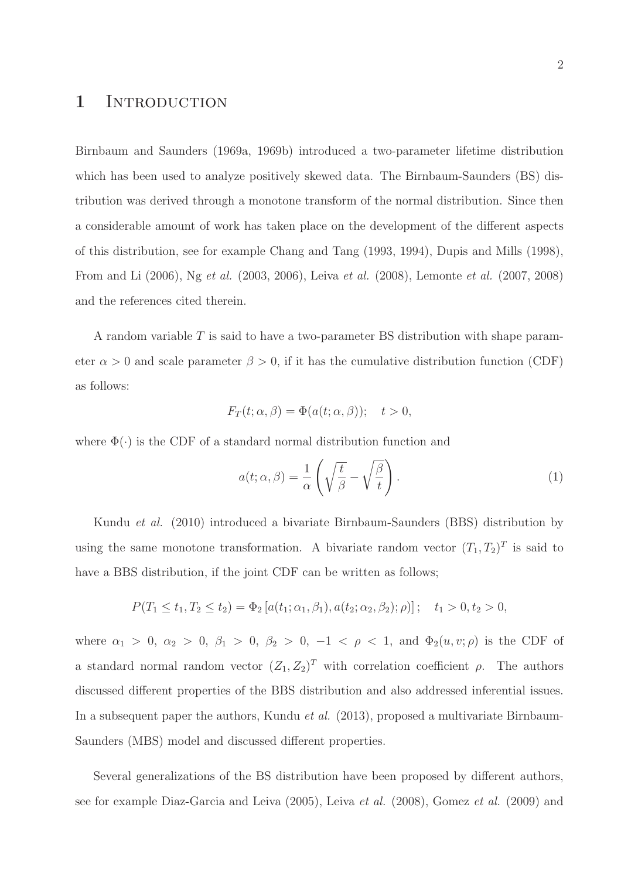# 1 Introduction

Birnbaum and Saunders (1969a, 1969b) introduced a two-parameter lifetime distribution which has been used to analyze positively skewed data. The Birnbaum-Saunders (BS) distribution was derived through a monotone transform of the normal distribution. Since then a considerable amount of work has taken place on the development of the different aspects of this distribution, see for example Chang and Tang (1993, 1994), Dupis and Mills (1998), From and Li (2006), Ng *et al.* (2003, 2006), Leiva *et al.* (2008), Lemonte *et al.* (2007, 2008) and the references cited therein.

A random variable $T$ is said to have a two-parameter BS distribution with shape parameter $\alpha > 0$ and scale parameter $\beta > 0$, if it has the cumulative distribution function (CDF) as follows:

$$F_T(t; \alpha, \beta) = \Phi(a(t; \alpha, \beta)); \quad t > 0,$$

where $\Phi(\cdot)$ is the CDF of a standard normal distribution function and

$$a(t; \alpha, \beta) = \frac{1}{\alpha}\left(\sqrt{\frac{t}{\beta}} - \sqrt{\frac{\beta}{t}}\right). \tag{1}$$

Kundu *et al.* (2010) introduced a bivariate Birnbaum-Saunders (BBS) distribution by using the same monotone transformation. A bivariate random vector $(T_1, T_2)^T$ is said to have a BBS distribution, if the joint CDF can be written as follows;

$$P(T_1 \le t_1, T_2 \le t_2) = \Phi_2\left[a(t_1; \alpha_1, \beta_1), a(t_2; \alpha_2, \beta_2); \rho)\right]; \quad t_1 > 0, t_2 > 0,$$

where $\alpha_1 > 0$, $\alpha_2 > 0$, $\beta_1 > 0$, $\beta_2 > 0$, $-1 < \rho < 1$, and $\Phi_2(u, v; \rho)$ is the CDF of a standard normal random vector $(Z_1, Z_2)^T$ with correlation coefficient $\rho$. The authors discussed different properties of the BBS distribution and also addressed inferential issues. In a subsequent paper the authors, Kundu *et al.* (2013), proposed a multivariate Birnbaum-Saunders (MBS) model and discussed different properties.

Several generalizations of the BS distribution have been proposed by different authors, see for example Diaz-Garcia and Leiva (2005), Leiva *et al.* (2008), Gomez *et al.* (2009) and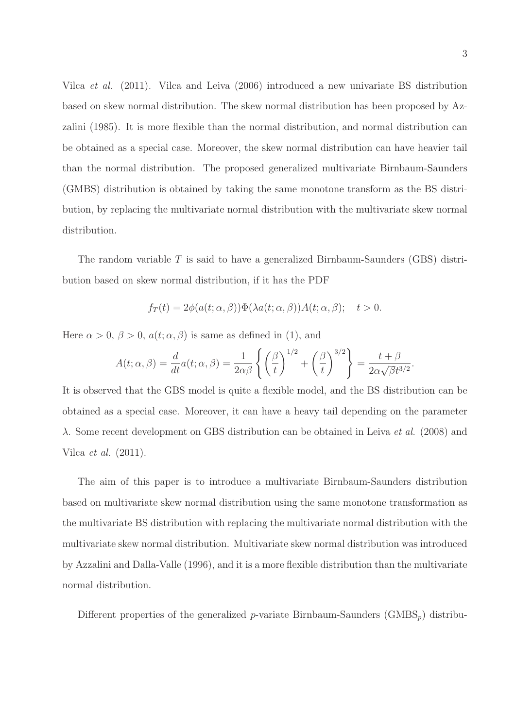Vilca *et al.* (2011). Vilca and Leiva (2006) introduced a new univariate BS distribution based on skew normal distribution. The skew normal distribution has been proposed by Azzalini (1985). It is more flexible than the normal distribution, and normal distribution can be obtained as a special case. Moreover, the skew normal distribution can have heavier tail than the normal distribution. The proposed generalized multivariate Birnbaum-Saunders (GMBS) distribution is obtained by taking the same monotone transform as the BS distribution, by replacing the multivariate normal distribution with the multivariate skew normal distribution.

The random variable $T$ is said to have a generalized Birnbaum-Saunders (GBS) distribution based on skew normal distribution, if it has the PDF

$$f_T(t) = 2\phi(a(t;\alpha,\beta))\Phi(\lambda a(t;\alpha,\beta))A(t;\alpha,\beta); \quad t > 0.$$

Here $\alpha > 0$, $\beta > 0$, $a(t;\alpha,\beta)$ is same as defined in (1), and

$$A(t;\alpha,\beta) = \frac{d}{dt}a(t;\alpha,\beta) = \frac{1}{2\alpha\beta}\left\{\left(\frac{\beta}{t}\right)^{1/2} + \left(\frac{\beta}{t}\right)^{3/2}\right\} = \frac{t+\beta}{2\alpha\sqrt{\beta}t^{3/2}}.$$

It is observed that the GBS model is quite a flexible model, and the BS distribution can be obtained as a special case. Moreover, it can have a heavy tail depending on the parameter $\lambda$. Some recent development on GBS distribution can be obtained in Leiva *et al.* (2008) and Vilca *et al.* (2011).

The aim of this paper is to introduce a multivariate Birnbaum-Saunders distribution based on multivariate skew normal distribution using the same monotone transformation as the multivariate BS distribution with replacing the multivariate normal distribution with the multivariate skew normal distribution. Multivariate skew normal distribution was introduced by Azzalini and Dalla-Valle (1996), and it is a more flexible distribution than the multivariate normal distribution.

Different properties of the generalized $p$-variate Birnbaum-Saunders ($\text{GMBS}_p$) distribu-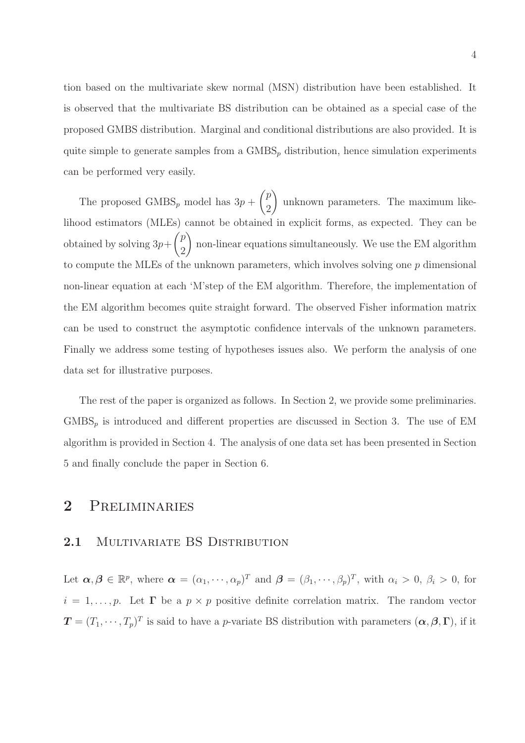tion based on the multivariate skew normal (MSN) distribution have been established. It is observed that the multivariate BS distribution can be obtained as a special case of the proposed GMBS distribution. Marginal and conditional distributions are also provided. It is quite simple to generate samples from a $\text{GMBS}_p$ distribution, hence simulation experiments can be performed very easily.

The proposed $\text{GMBS}_p$ model has $3p + \binom{p}{2}$ unknown parameters. The maximum likelihood estimators (MLEs) cannot be obtained in explicit forms, as expected. They can be obtained by solving $3p+\binom{p}{2}$ non-linear equations simultaneously. We use the EM algorithm to compute the MLEs of the unknown parameters, which involves solving one $p$ dimensional non-linear equation at each 'M'step of the EM algorithm. Therefore, the implementation of the EM algorithm becomes quite straight forward. The observed Fisher information matrix can be used to construct the asymptotic confidence intervals of the unknown parameters. Finally we address some testing of hypotheses issues also. We perform the analysis of one data set for illustrative purposes.

The rest of the paper is organized as follows. In Section 2, we provide some preliminaries. $\text{GMBS}_p$ is introduced and different properties are discussed in Section 3. The use of EM algorithm is provided in Section 4. The analysis of one data set has been presented in Section 5 and finally conclude the paper in Section 6.

## 2 Preliminaries

### 2.1 Multivariate BS Distribution

Let $\boldsymbol{\alpha}, \boldsymbol{\beta} \in \mathbb{R}^p$, where $\boldsymbol{\alpha} = (\alpha_1, \cdots, \alpha_p)^T$ and $\boldsymbol{\beta} = (\beta_1, \cdots, \beta_p)^T$, with $\alpha_i > 0$, $\beta_i > 0$, for $i = 1, \ldots, p$. Let $\boldsymbol{\Gamma}$ be a $p \times p$ positive definite correlation matrix. The random vector $\boldsymbol{T} = (T_1, \cdots, T_p)^T$ is said to have a $p$-variate BS distribution with parameters $(\boldsymbol{\alpha}, \boldsymbol{\beta}, \boldsymbol{\Gamma})$, if it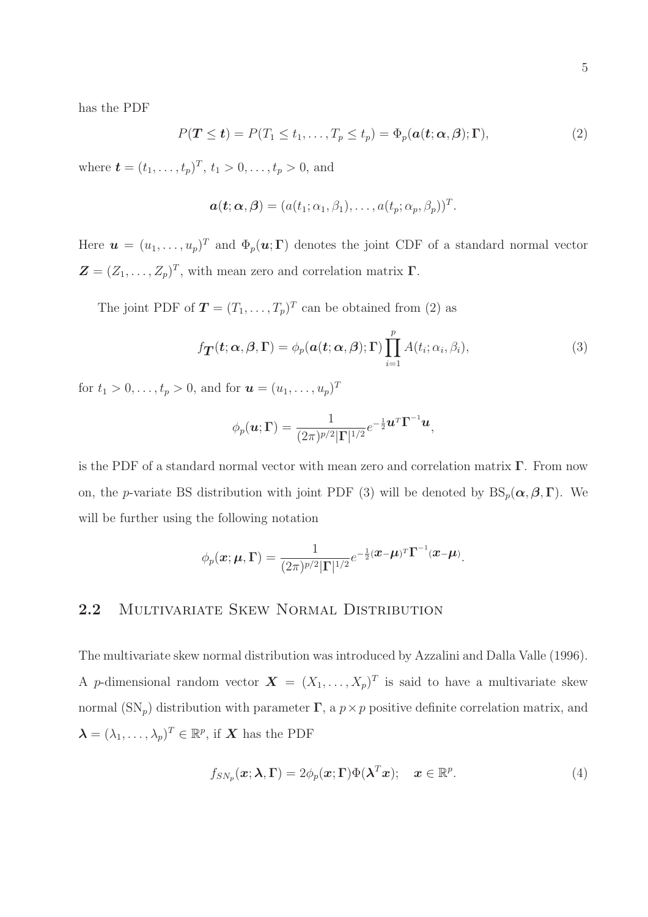has the PDF

$$P(\boldsymbol{T} \leq \boldsymbol{t}) = P(T_1 \leq t_1, \ldots, T_p \leq t_p) = \Phi_p(\boldsymbol{a}(\boldsymbol{t}; \boldsymbol{\alpha}, \boldsymbol{\beta}); \boldsymbol{\Gamma}), \tag{2}$$

where $\boldsymbol{t} = (t_1, \ldots, t_p)^T$, $t_1 > 0, \ldots, t_p > 0$, and

$$\boldsymbol{a}(\boldsymbol{t}; \boldsymbol{\alpha}, \boldsymbol{\beta}) = (a(t_1; \alpha_1, \beta_1), \ldots, a(t_p; \alpha_p, \beta_p))^T.$$

Here $\boldsymbol{u} = (u_1, \ldots, u_p)^T$ and $\Phi_p(\boldsymbol{u}; \boldsymbol{\Gamma})$ denotes the joint CDF of a standard normal vector $\boldsymbol{Z} = (Z_1, \ldots, Z_p)^T$, with mean zero and correlation matrix $\boldsymbol{\Gamma}$.

The joint PDF of $\boldsymbol{T} = (T_1, \ldots, T_p)^T$ can be obtained from (2) as

$$f_{\boldsymbol{T}}(\boldsymbol{t}; \boldsymbol{\alpha}, \boldsymbol{\beta}, \boldsymbol{\Gamma}) = \phi_p(\boldsymbol{a}(\boldsymbol{t}; \boldsymbol{\alpha}, \boldsymbol{\beta}); \boldsymbol{\Gamma}) \prod_{i=1}^{p} A(t_i; \alpha_i, \beta_i), \tag{3}$$

for $t_1 > 0, \ldots, t_p > 0$, and for $\boldsymbol{u} = (u_1, \ldots, u_p)^T$

$$\phi_p(\boldsymbol{u}; \boldsymbol{\Gamma}) = \frac{1}{(2\pi)^{p/2}|\boldsymbol{\Gamma}|^{1/2}} e^{-\frac{1}{2}\boldsymbol{u}^T \boldsymbol{\Gamma}^{-1} \boldsymbol{u}},$$

is the PDF of a standard normal vector with mean zero and correlation matrix $\boldsymbol{\Gamma}$. From now on, the $p$-variate BS distribution with joint PDF (3) will be denoted by $\text{BS}_p(\boldsymbol{\alpha}, \boldsymbol{\beta}, \boldsymbol{\Gamma})$. We will be further using the following notation

$$\phi_p(\boldsymbol{x}; \boldsymbol{\mu}, \boldsymbol{\Gamma}) = \frac{1}{(2\pi)^{p/2}|\boldsymbol{\Gamma}|^{1/2}} e^{-\frac{1}{2}(\boldsymbol{x}-\boldsymbol{\mu})^T \boldsymbol{\Gamma}^{-1} (\boldsymbol{x}-\boldsymbol{\mu})}.$$

## 2.2 Multivariate Skew Normal Distribution

The multivariate skew normal distribution was introduced by Azzalini and Dalla Valle (1996). A $p$-dimensional random vector $\boldsymbol{X} = (X_1, \ldots, X_p)^T$ is said to have a multivariate skew normal ($\text{SN}_p$) distribution with parameter $\boldsymbol{\Gamma}$, a $p \times p$ positive definite correlation matrix, and $\boldsymbol{\lambda} = (\lambda_1, \ldots, \lambda_p)^T \in \mathbb{R}^p$, if $\boldsymbol{X}$ has the PDF

$$f_{SN_p}(\boldsymbol{x}; \boldsymbol{\lambda}, \boldsymbol{\Gamma}) = 2\phi_p(\boldsymbol{x}; \boldsymbol{\Gamma})\Phi(\boldsymbol{\lambda}^T \boldsymbol{x}); \quad \boldsymbol{x} \in \mathbb{R}^p. \tag{4}$$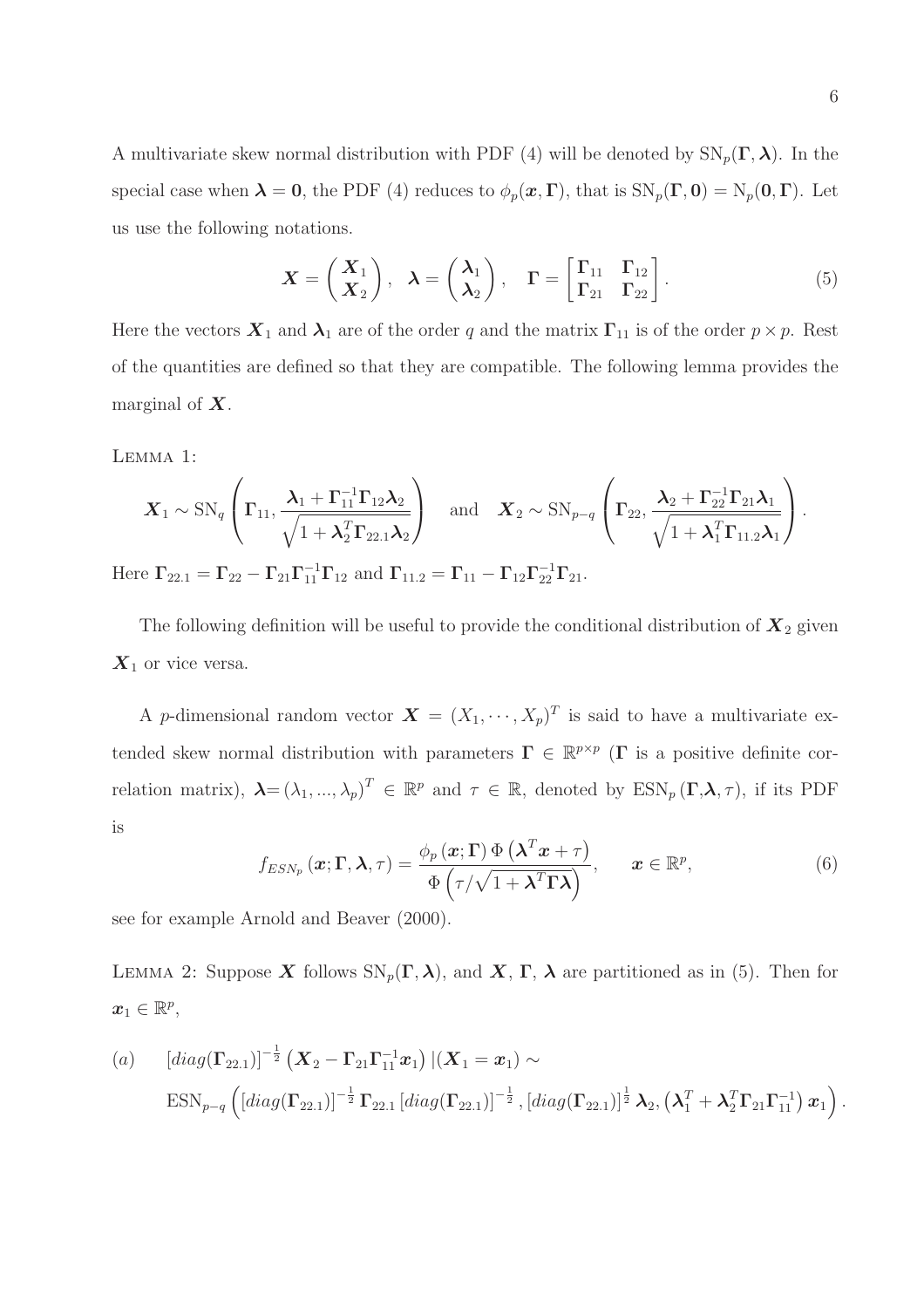A multivariate skew normal distribution with PDF (4) will be denoted by $\mathrm{SN}_p(\boldsymbol{\Gamma}, \boldsymbol{\lambda})$. In the special case when $\boldsymbol{\lambda} = \mathbf{0}$, the PDF (4) reduces to $\phi_p(\boldsymbol{x}, \boldsymbol{\Gamma})$, that is $\mathrm{SN}_p(\boldsymbol{\Gamma}, \mathbf{0}) = \mathrm{N}_p(\mathbf{0}, \boldsymbol{\Gamma})$. Let us use the following notations.

$$\boldsymbol{X} = \begin{pmatrix} \boldsymbol{X}_1 \\ \boldsymbol{X}_2 \end{pmatrix}, \quad \boldsymbol{\lambda} = \begin{pmatrix} \boldsymbol{\lambda}_1 \\ \boldsymbol{\lambda}_2 \end{pmatrix}, \quad \boldsymbol{\Gamma} = \begin{bmatrix} \boldsymbol{\Gamma}_{11} & \boldsymbol{\Gamma}_{12} \\ \boldsymbol{\Gamma}_{21} & \boldsymbol{\Gamma}_{22} \end{bmatrix}. \tag{5}$$

Here the vectors $\boldsymbol{X}_1$ and $\boldsymbol{\lambda}_1$ are of the order $q$ and the matrix $\boldsymbol{\Gamma}_{11}$ is of the order $p \times p$. Rest of the quantities are defined so that they are compatible. The following lemma provides the marginal of $\boldsymbol{X}$.

LEMMA 1:

$$\boldsymbol{X}_1 \sim \mathrm{SN}_q\left(\boldsymbol{\Gamma}_{11}, \frac{\boldsymbol{\lambda}_1 + \boldsymbol{\Gamma}_{11}^{-1}\boldsymbol{\Gamma}_{12}\boldsymbol{\lambda}_2}{\sqrt{1 + \boldsymbol{\lambda}_2^T\boldsymbol{\Gamma}_{22.1}\boldsymbol{\lambda}_2}}\right) \quad \text{and} \quad \boldsymbol{X}_2 \sim \mathrm{SN}_{p-q}\left(\boldsymbol{\Gamma}_{22}, \frac{\boldsymbol{\lambda}_2 + \boldsymbol{\Gamma}_{22}^{-1}\boldsymbol{\Gamma}_{21}\boldsymbol{\lambda}_1}{\sqrt{1 + \boldsymbol{\lambda}_1^T\boldsymbol{\Gamma}_{11.2}\boldsymbol{\lambda}_1}}\right).$$

Here $\boldsymbol{\Gamma}_{22.1} = \boldsymbol{\Gamma}_{22} - \boldsymbol{\Gamma}_{21}\boldsymbol{\Gamma}_{11}^{-1}\boldsymbol{\Gamma}_{12}$ and $\boldsymbol{\Gamma}_{11.2} = \boldsymbol{\Gamma}_{11} - \boldsymbol{\Gamma}_{12}\boldsymbol{\Gamma}_{22}^{-1}\boldsymbol{\Gamma}_{21}$.

The following definition will be useful to provide the conditional distribution of $\boldsymbol{X}_2$ given $\boldsymbol{X}_1$ or vice versa.

A $p$-dimensional random vector $\boldsymbol{X} = (X_1, \cdots, X_p)^T$ is said to have a multivariate extended skew normal distribution with parameters $\boldsymbol{\Gamma} \in \mathbb{R}^{p \times p}$ ($\boldsymbol{\Gamma}$ is a positive definite correlation matrix), $\boldsymbol{\lambda} = (\lambda_1, ..., \lambda_p)^T \in \mathbb{R}^p$ and $\tau \in \mathbb{R}$, denoted by $\mathrm{ESN}_p(\boldsymbol{\Gamma}, \boldsymbol{\lambda}, \tau)$, if its PDF is

$$f_{ESN_p}(\boldsymbol{x}; \boldsymbol{\Gamma}, \boldsymbol{\lambda}, \tau) = \frac{\phi_p(\boldsymbol{x}; \boldsymbol{\Gamma})\, \Phi\left(\boldsymbol{\lambda}^T\boldsymbol{x} + \tau\right)}{\Phi\left(\tau/\sqrt{1 + \boldsymbol{\lambda}^T\boldsymbol{\Gamma}\boldsymbol{\lambda}}\right)}, \qquad \boldsymbol{x} \in \mathbb{R}^p, \tag{6}$$

see for example Arnold and Beaver (2000).

LEMMA 2: Suppose $\boldsymbol{X}$ follows $\mathrm{SN}_p(\boldsymbol{\Gamma}, \boldsymbol{\lambda})$, and $\boldsymbol{X}$, $\boldsymbol{\Gamma}$, $\boldsymbol{\lambda}$ are partitioned as in (5). Then for $\boldsymbol{x}_1 \in \mathbb{R}^p$,

$$(a) \qquad [diag(\boldsymbol{\Gamma}_{22.1})]^{-\frac{1}{2}}\left(\boldsymbol{X}_2 - \boldsymbol{\Gamma}_{21}\boldsymbol{\Gamma}_{11}^{-1}\boldsymbol{x}_1\right)|(\boldsymbol{X}_1 = \boldsymbol{x}_1) \sim$$
$$\mathrm{ESN}_{p-q}\left([diag(\boldsymbol{\Gamma}_{22.1})]^{-\frac{1}{2}}\boldsymbol{\Gamma}_{22.1}[diag(\boldsymbol{\Gamma}_{22.1})]^{-\frac{1}{2}}, [diag(\boldsymbol{\Gamma}_{22.1})]^{\frac{1}{2}}\boldsymbol{\lambda}_2, \left(\boldsymbol{\lambda}_1^T + \boldsymbol{\lambda}_2^T\boldsymbol{\Gamma}_{21}\boldsymbol{\Gamma}_{11}^{-1}\right)\boldsymbol{x}_1\right).$$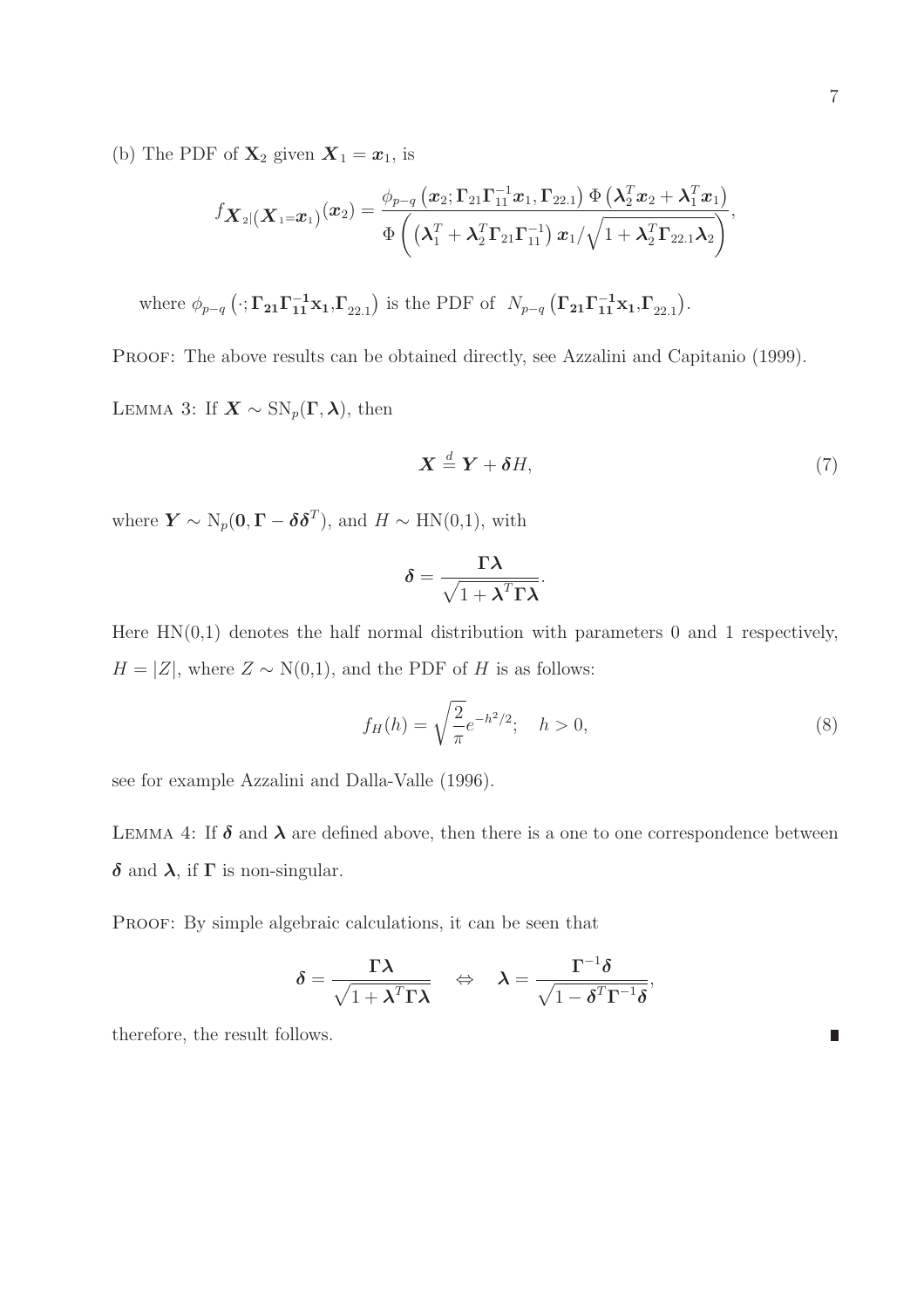(b) The PDF of $\mathbf{X}_2$ given $\boldsymbol{X}_1 = \boldsymbol{x}_1$, is

$$f_{\boldsymbol{X}_2|(\boldsymbol{X}_1=\boldsymbol{x}_1)}(\boldsymbol{x}_2) = \frac{\phi_{p-q}\left(\boldsymbol{x}_2; \boldsymbol{\Gamma}_{21}\boldsymbol{\Gamma}_{11}^{-1}\boldsymbol{x}_1, \boldsymbol{\Gamma}_{22.1}\right)\Phi\left(\boldsymbol{\lambda}_2^T\boldsymbol{x}_2 + \boldsymbol{\lambda}_1^T\boldsymbol{x}_1\right)}{\Phi\left(\left(\boldsymbol{\lambda}_1^T + \boldsymbol{\lambda}_2^T\boldsymbol{\Gamma}_{21}\boldsymbol{\Gamma}_{11}^{-1}\right)\boldsymbol{x}_1/\sqrt{1+\boldsymbol{\lambda}_2^T\boldsymbol{\Gamma}_{22.1}\boldsymbol{\lambda}_2}\right)},$$

where $\phi_{p-q}\left(\cdot; \mathbf{\Gamma_{21}\Gamma_{11}^{-1}x_1}, \mathbf{\Gamma}_{22.1}\right)$ is the PDF of $N_{p-q}\left(\mathbf{\Gamma_{21}\Gamma_{11}^{-1}x_1}, \mathbf{\Gamma}_{22.1}\right)$.

Proof: The above results can be obtained directly, see Azzalini and Capitanio (1999).

Lemma 3: If $\boldsymbol{X} \sim \mathrm{SN}_p(\boldsymbol{\Gamma}, \boldsymbol{\lambda})$, then

$$\boldsymbol{X} \stackrel{d}{=} \boldsymbol{Y} + \boldsymbol{\delta}H, \tag{7}$$

where $\boldsymbol{Y} \sim \mathrm{N}_p(\mathbf{0}, \boldsymbol{\Gamma} - \boldsymbol{\delta}\boldsymbol{\delta}^T)$, and $H \sim \mathrm{HN}(0,1)$, with

$$\boldsymbol{\delta} = \frac{\boldsymbol{\Gamma}\boldsymbol{\lambda}}{\sqrt{1+\boldsymbol{\lambda}^T\boldsymbol{\Gamma}\boldsymbol{\lambda}}}.$$

Here HN(0,1) denotes the half normal distribution with parameters 0 and 1 respectively, $H = |Z|$, where $Z \sim \mathrm{N}(0,1)$, and the PDF of $H$ is as follows:

$$f_H(h) = \sqrt{\frac{2}{\pi}}e^{-h^2/2}; \quad h > 0, \tag{8}$$

see for example Azzalini and Dalla-Valle (1996).

Lemma 4: If $\boldsymbol{\delta}$ and $\boldsymbol{\lambda}$ are defined above, then there is a one to one correspondence between $\boldsymbol{\delta}$ and $\boldsymbol{\lambda}$, if $\boldsymbol{\Gamma}$ is non-singular.

Proof: By simple algebraic calculations, it can be seen that

$$\boldsymbol{\delta} = \frac{\boldsymbol{\Gamma}\boldsymbol{\lambda}}{\sqrt{1+\boldsymbol{\lambda}^T\boldsymbol{\Gamma}\boldsymbol{\lambda}}} \quad \Leftrightarrow \quad \boldsymbol{\lambda} = \frac{\boldsymbol{\Gamma}^{-1}\boldsymbol{\delta}}{\sqrt{1-\boldsymbol{\delta}^T\boldsymbol{\Gamma}^{-1}\boldsymbol{\delta}}},$$

therefore, the result follows. ∎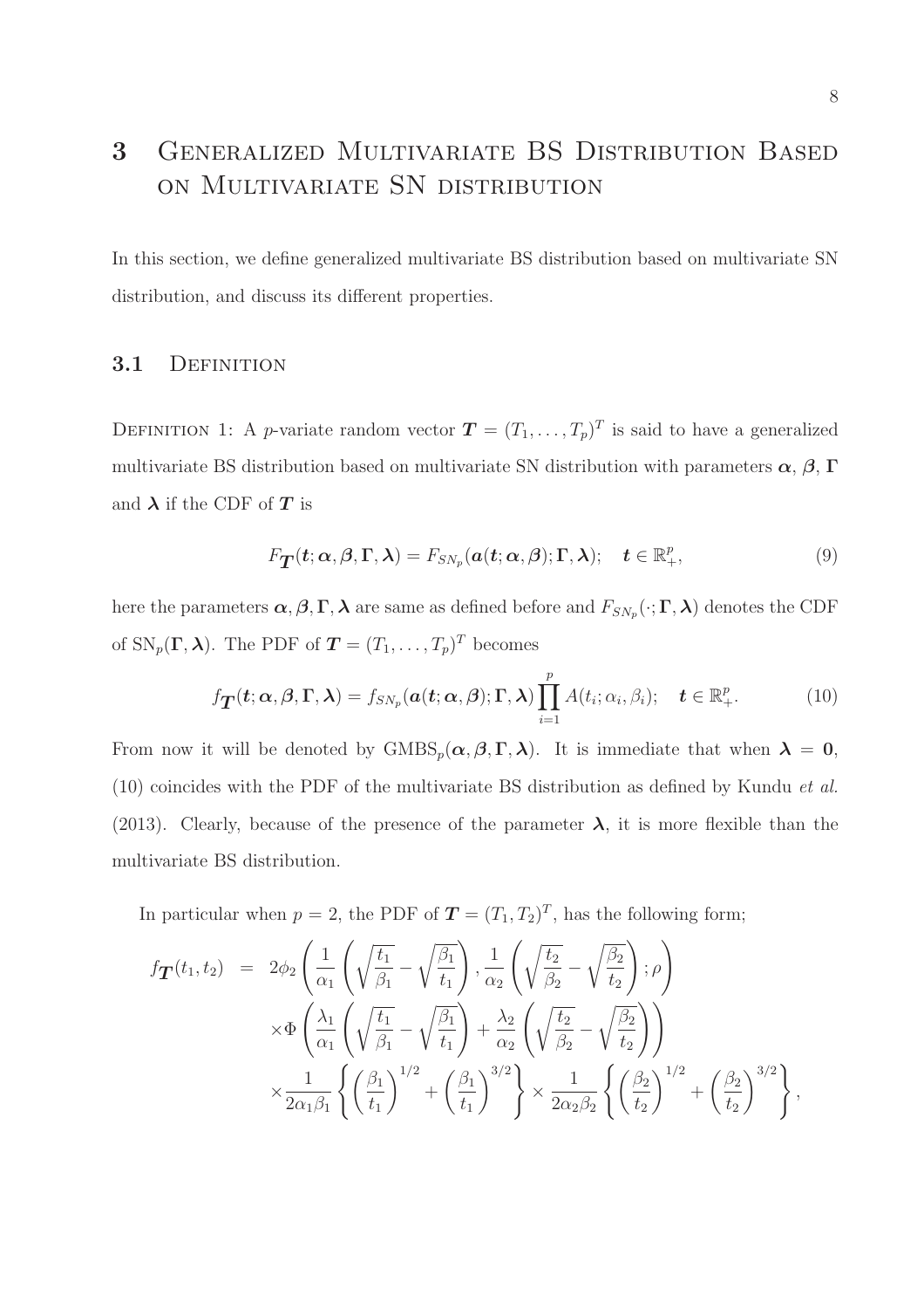# 3 Generalized Multivariate BS Distribution Based on Multivariate SN distribution

In this section, we define generalized multivariate BS distribution based on multivariate SN distribution, and discuss its different properties.

## 3.1 Definition

Definition 1: A $p$-variate random vector $\boldsymbol{T} = (T_1, \ldots, T_p)^T$ is said to have a generalized multivariate BS distribution based on multivariate SN distribution with parameters $\boldsymbol{\alpha}$, $\boldsymbol{\beta}$, $\boldsymbol{\Gamma}$ and $\boldsymbol{\lambda}$ if the CDF of $\boldsymbol{T}$ is

$$F_{\boldsymbol{T}}(\boldsymbol{t}; \boldsymbol{\alpha}, \boldsymbol{\beta}, \boldsymbol{\Gamma}, \boldsymbol{\lambda}) = F_{SN_p}(\boldsymbol{a}(\boldsymbol{t}; \boldsymbol{\alpha}, \boldsymbol{\beta}); \boldsymbol{\Gamma}, \boldsymbol{\lambda}); \quad \boldsymbol{t} \in \mathbb{R}_+^p, \tag{9}$$

here the parameters $\boldsymbol{\alpha}, \boldsymbol{\beta}, \boldsymbol{\Gamma}, \boldsymbol{\lambda}$ are same as defined before and $F_{SN_p}(\cdot; \boldsymbol{\Gamma}, \boldsymbol{\lambda})$ denotes the CDF of $\text{SN}_p(\boldsymbol{\Gamma}, \boldsymbol{\lambda})$. The PDF of $\boldsymbol{T} = (T_1, \ldots, T_p)^T$ becomes

$$f_{\boldsymbol{T}}(\boldsymbol{t}; \boldsymbol{\alpha}, \boldsymbol{\beta}, \boldsymbol{\Gamma}, \boldsymbol{\lambda}) = f_{SN_p}(\boldsymbol{a}(\boldsymbol{t}; \boldsymbol{\alpha}, \boldsymbol{\beta}); \boldsymbol{\Gamma}, \boldsymbol{\lambda}) \prod_{i=1}^{p} A(t_i; \alpha_i, \beta_i); \quad \boldsymbol{t} \in \mathbb{R}_+^p. \tag{10}$$

From now it will be denoted by $\text{GMBS}_p(\boldsymbol{\alpha}, \boldsymbol{\beta}, \boldsymbol{\Gamma}, \boldsymbol{\lambda})$. It is immediate that when $\boldsymbol{\lambda} = \boldsymbol{0}$, (10) coincides with the PDF of the multivariate BS distribution as defined by Kundu *et al.* (2013). Clearly, because of the presence of the parameter $\boldsymbol{\lambda}$, it is more flexible than the multivariate BS distribution.

In particular when $p = 2$, the PDF of $\boldsymbol{T} = (T_1, T_2)^T$, has the following form;

$$\begin{aligned}
f_{\boldsymbol{T}}(t_1, t_2) &= 2\phi_2\left(\frac{1}{\alpha_1}\left(\sqrt{\frac{t_1}{\beta_1}} - \sqrt{\frac{\beta_1}{t_1}}\right), \frac{1}{\alpha_2}\left(\sqrt{\frac{t_2}{\beta_2}} - \sqrt{\frac{\beta_2}{t_2}}\right); \rho\right) \\
&\quad \times \Phi\left(\frac{\lambda_1}{\alpha_1}\left(\sqrt{\frac{t_1}{\beta_1}} - \sqrt{\frac{\beta_1}{t_1}}\right) + \frac{\lambda_2}{\alpha_2}\left(\sqrt{\frac{t_2}{\beta_2}} - \sqrt{\frac{\beta_2}{t_2}}\right)\right) \\
&\quad \times \frac{1}{2\alpha_1\beta_1}\left\{\left(\frac{\beta_1}{t_1}\right)^{1/2} + \left(\frac{\beta_1}{t_1}\right)^{3/2}\right\} \times \frac{1}{2\alpha_2\beta_2}\left\{\left(\frac{\beta_2}{t_2}\right)^{1/2} + \left(\frac{\beta_2}{t_2}\right)^{3/2}\right\},
\end{aligned}$$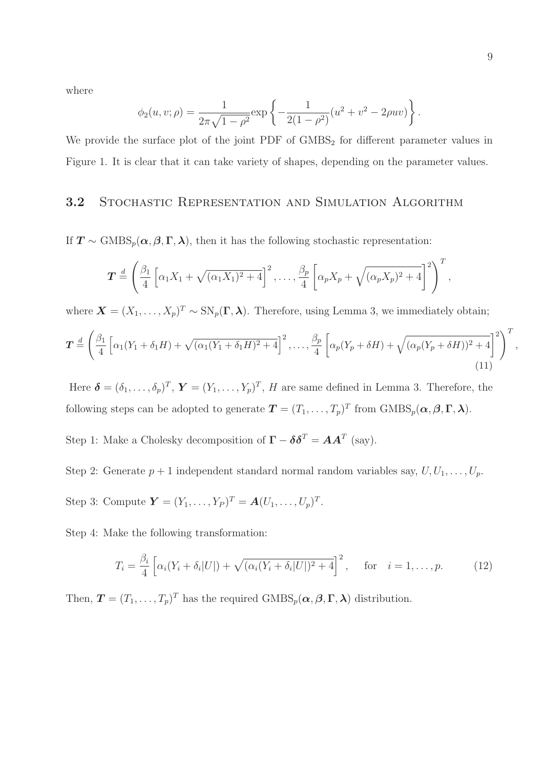where

$$\phi_2(u, v; \rho) = \frac{1}{2\pi\sqrt{1-\rho^2}} \exp\left\{-\frac{1}{2(1-\rho^2)}(u^2 + v^2 - 2\rho uv)\right\}.$$

We provide the surface plot of the joint PDF of $\text{GMBS}_2$ for different parameter values in Figure 1. It is clear that it can take variety of shapes, depending on the parameter values.

## 3.2 Stochastic Representation and Simulation Algorithm

If $\boldsymbol{T} \sim \text{GMBS}_p(\boldsymbol{\alpha}, \boldsymbol{\beta}, \boldsymbol{\Gamma}, \boldsymbol{\lambda})$, then it has the following stochastic representation:

$$\boldsymbol{T} \overset{d}{=} \left( \frac{\beta_1}{4}\left[\alpha_1 X_1 + \sqrt{(\alpha_1 X_1)^2 + 4}\right]^2, \ldots, \frac{\beta_p}{4}\left[\alpha_p X_p + \sqrt{(\alpha_p X_p)^2 + 4}\right]^2 \right)^T,$$

where $\boldsymbol{X} = (X_1, \ldots, X_p)^T \sim \text{SN}_p(\boldsymbol{\Gamma}, \boldsymbol{\lambda})$. Therefore, using Lemma 3, we immediately obtain;

$$\boldsymbol{T} \overset{d}{=} \left( \frac{\beta_1}{4}\left[\alpha_1 (Y_1 + \delta_1 H) + \sqrt{(\alpha_1 (Y_1 + \delta_1 H)^2 + 4}\right]^2, \ldots, \frac{\beta_p}{4}\left[\alpha_p (Y_p + \delta H) + \sqrt{(\alpha_p (Y_p + \delta H))^2 + 4}\right]^2 \right)^T, \tag{11}$$

Here $\boldsymbol{\delta} = (\delta_1, \ldots, \delta_p)^T$, $\boldsymbol{Y} = (Y_1, \ldots, Y_p)^T$, $H$ are same defined in Lemma 3. Therefore, the following steps can be adopted to generate $\boldsymbol{T} = (T_1, \ldots, T_p)^T$ from $\text{GMBS}_p(\boldsymbol{\alpha}, \boldsymbol{\beta}, \boldsymbol{\Gamma}, \boldsymbol{\lambda})$.

Step 1: Make a Cholesky decomposition of $\boldsymbol{\Gamma} - \boldsymbol{\delta}\boldsymbol{\delta}^T = \boldsymbol{A}\boldsymbol{A}^T$ (say).

Step 2: Generate $p+1$ independent standard normal random variables say, $U, U_1, \ldots, U_p$.

Step 3: Compute $\boldsymbol{Y} = (Y_1, \ldots, Y_P)^T = \boldsymbol{A}(U_1, \ldots, U_p)^T$.

Step 4: Make the following transformation:

$$T_i = \frac{\beta_i}{4}\left[\alpha_i (Y_i + \delta_i |U|) + \sqrt{(\alpha_i (Y_i + \delta_i |U|)^2 + 4}\right]^2, \quad \text{for} \quad i = 1, \ldots, p. \tag{12}$$

Then, $\boldsymbol{T} = (T_1, \ldots, T_p)^T$ has the required $\text{GMBS}_p(\boldsymbol{\alpha}, \boldsymbol{\beta}, \boldsymbol{\Gamma}, \boldsymbol{\lambda})$ distribution.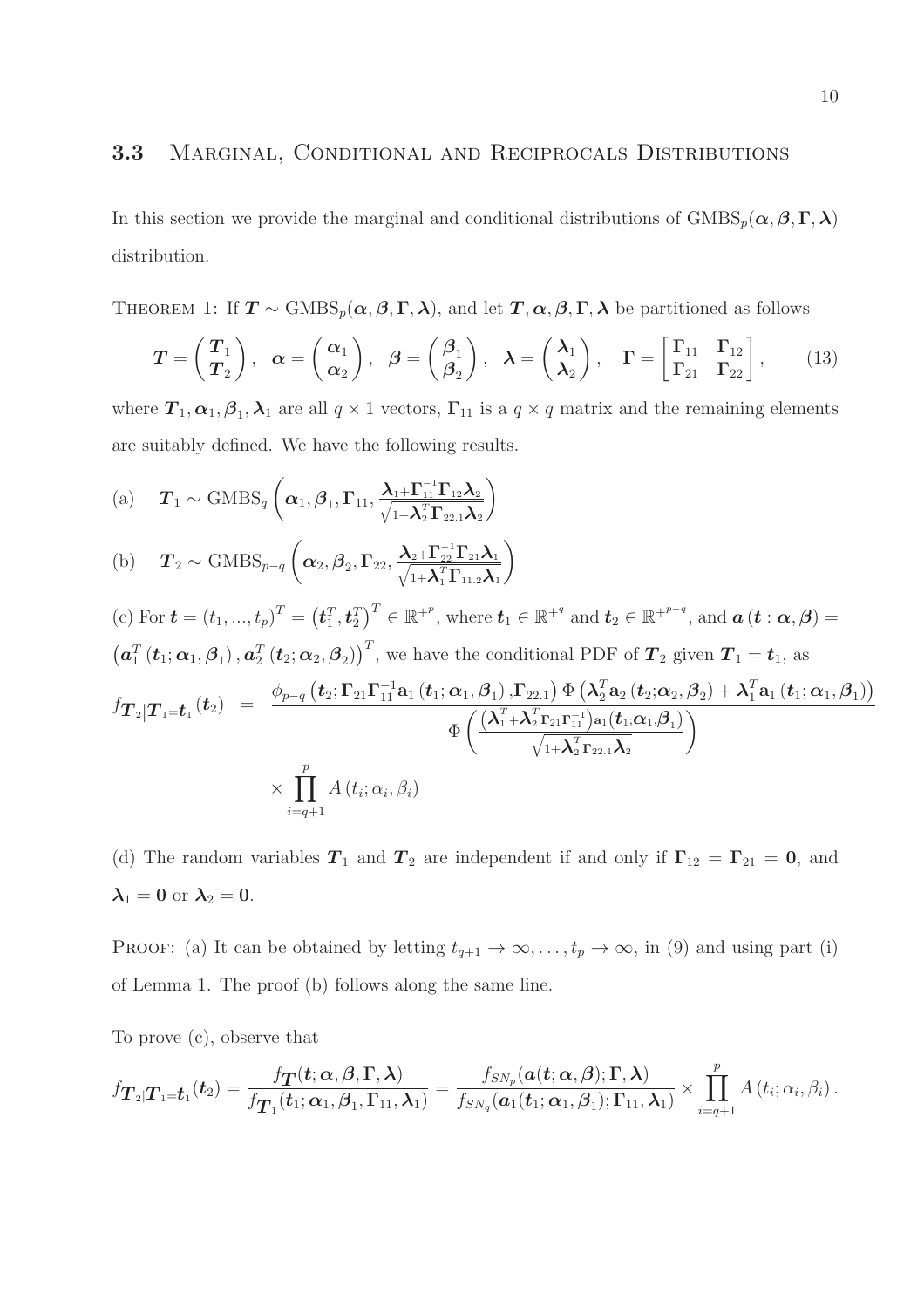### 3.3 Marginal, Conditional and Reciprocals Distributions

In this section we provide the marginal and conditional distributions of $\text{GMBS}_p(\boldsymbol{\alpha}, \boldsymbol{\beta}, \boldsymbol{\Gamma}, \boldsymbol{\lambda})$ distribution.

Theorem 1: If $\boldsymbol{T} \sim \text{GMBS}_p(\boldsymbol{\alpha}, \boldsymbol{\beta}, \boldsymbol{\Gamma}, \boldsymbol{\lambda})$, and let $\boldsymbol{T}, \boldsymbol{\alpha}, \boldsymbol{\beta}, \boldsymbol{\Gamma}, \boldsymbol{\lambda}$ be partitioned as follows

$$\boldsymbol{T} = \begin{pmatrix} \boldsymbol{T}_1 \\ \boldsymbol{T}_2 \end{pmatrix}, \quad \boldsymbol{\alpha} = \begin{pmatrix} \boldsymbol{\alpha}_1 \\ \boldsymbol{\alpha}_2 \end{pmatrix}, \quad \boldsymbol{\beta} = \begin{pmatrix} \boldsymbol{\beta}_1 \\ \boldsymbol{\beta}_2 \end{pmatrix}, \quad \boldsymbol{\lambda} = \begin{pmatrix} \boldsymbol{\lambda}_1 \\ \boldsymbol{\lambda}_2 \end{pmatrix}, \quad \boldsymbol{\Gamma} = \begin{bmatrix} \boldsymbol{\Gamma}_{11} & \boldsymbol{\Gamma}_{12} \\ \boldsymbol{\Gamma}_{21} & \boldsymbol{\Gamma}_{22} \end{bmatrix}, \tag{13}$$

where $\boldsymbol{T}_1, \boldsymbol{\alpha}_1, \boldsymbol{\beta}_1, \boldsymbol{\lambda}_1$ are all $q \times 1$ vectors, $\boldsymbol{\Gamma}_{11}$ is a $q \times q$ matrix and the remaining elements are suitably defined. We have the following results.

(a) $\quad \boldsymbol{T}_1 \sim \text{GMBS}_q \left( \boldsymbol{\alpha}_1, \boldsymbol{\beta}_1, \boldsymbol{\Gamma}_{11}, \frac{\boldsymbol{\lambda}_1 + \boldsymbol{\Gamma}_{11}^{-1}\boldsymbol{\Gamma}_{12}\boldsymbol{\lambda}_2}{\sqrt{1+\boldsymbol{\lambda}_2^T \boldsymbol{\Gamma}_{22.1}\boldsymbol{\lambda}_2}} \right)$

(b) $\quad \boldsymbol{T}_2 \sim \text{GMBS}_{p-q} \left( \boldsymbol{\alpha}_2, \boldsymbol{\beta}_2, \boldsymbol{\Gamma}_{22}, \frac{\boldsymbol{\lambda}_2 + \boldsymbol{\Gamma}_{22}^{-1}\boldsymbol{\Gamma}_{21}\boldsymbol{\lambda}_1}{\sqrt{1+\boldsymbol{\lambda}_1^T \boldsymbol{\Gamma}_{11.2}\boldsymbol{\lambda}_1}} \right)$

(c) For $\boldsymbol{t} = (t_1, ..., t_p)^T = \left(\boldsymbol{t}_1^T, \boldsymbol{t}_2^T\right)^T \in \mathbb{R}^{+^p}$, where $\boldsymbol{t}_1 \in \mathbb{R}^{+^q}$ and $\boldsymbol{t}_2 \in \mathbb{R}^{+^{p-q}}$, and $\boldsymbol{a}\left(\boldsymbol{t} : \boldsymbol{\alpha}, \boldsymbol{\beta}\right) = \left(\boldsymbol{a}_1^T\left(\boldsymbol{t}_1; \boldsymbol{\alpha}_1, \boldsymbol{\beta}_1\right), \boldsymbol{a}_2^T\left(\boldsymbol{t}_2; \boldsymbol{\alpha}_2, \boldsymbol{\beta}_2\right)\right)^T$, we have the conditional PDF of $\boldsymbol{T}_2$ given $\boldsymbol{T}_1 = \boldsymbol{t}_1$, as

$$\begin{aligned} f_{\boldsymbol{T}_2|\boldsymbol{T}_1=\boldsymbol{t}_1}(\boldsymbol{t}_2) \;&=\; \frac{\phi_{p-q}\left(\boldsymbol{t}_2; \boldsymbol{\Gamma}_{21}\boldsymbol{\Gamma}_{11}^{-1}\mathbf{a}_1\left(\boldsymbol{t}_1; \boldsymbol{\alpha}_1, \boldsymbol{\beta}_1\right), \boldsymbol{\Gamma}_{22.1}\right) \Phi\left(\boldsymbol{\lambda}_2^T \mathbf{a}_2\left(\boldsymbol{t}_2; \boldsymbol{\alpha}_2, \boldsymbol{\beta}_2\right) + \boldsymbol{\lambda}_1^T \mathbf{a}_1\left(\boldsymbol{t}_1; \boldsymbol{\alpha}_1, \boldsymbol{\beta}_1\right)\right)}{\Phi\left(\frac{\left(\boldsymbol{\lambda}_1^T + \boldsymbol{\lambda}_2^T \boldsymbol{\Gamma}_{21}\boldsymbol{\Gamma}_{11}^{-1}\right)\mathbf{a}_1\left(\boldsymbol{t}_1; \boldsymbol{\alpha}_1, \boldsymbol{\beta}_1\right)}{\sqrt{1+\boldsymbol{\lambda}_2^T \boldsymbol{\Gamma}_{22.1}\boldsymbol{\lambda}_2}}\right)} \\ &\quad \times \prod_{i=q+1}^{p} A\left(t_i; \alpha_i, \beta_i\right) \end{aligned}$$

(d) The random variables $\boldsymbol{T}_1$ and $\boldsymbol{T}_2$ are independent if and only if $\boldsymbol{\Gamma}_{12} = \boldsymbol{\Gamma}_{21} = \mathbf{0}$, and $\boldsymbol{\lambda}_1 = \mathbf{0}$ or $\boldsymbol{\lambda}_2 = \mathbf{0}$.

Proof: (a) It can be obtained by letting $t_{q+1} \to \infty, \ldots, t_p \to \infty$, in (9) and using part (i) of Lemma 1. The proof (b) follows along the same line.

To prove (c), observe that

$$f_{\boldsymbol{T}_2|\boldsymbol{T}_1=\boldsymbol{t}_1}(\boldsymbol{t}_2) = \frac{f_{\boldsymbol{T}}(\boldsymbol{t}; \boldsymbol{\alpha}, \boldsymbol{\beta}, \boldsymbol{\Gamma}, \boldsymbol{\lambda})}{f_{\boldsymbol{T}_1}(\boldsymbol{t}_1; \boldsymbol{\alpha}_1, \boldsymbol{\beta}_1, \boldsymbol{\Gamma}_{11}, \boldsymbol{\lambda}_1)} = \frac{f_{SN_p}(\boldsymbol{a}(\boldsymbol{t}; \boldsymbol{\alpha}, \boldsymbol{\beta}); \boldsymbol{\Gamma}, \boldsymbol{\lambda})}{f_{SN_q}(\boldsymbol{a}_1(\boldsymbol{t}_1; \boldsymbol{\alpha}_1, \boldsymbol{\beta}_1); \boldsymbol{\Gamma}_{11}, \boldsymbol{\lambda}_1)} \times \prod_{i=q+1}^{p} A\left(t_i; \alpha_i, \beta_i\right).$$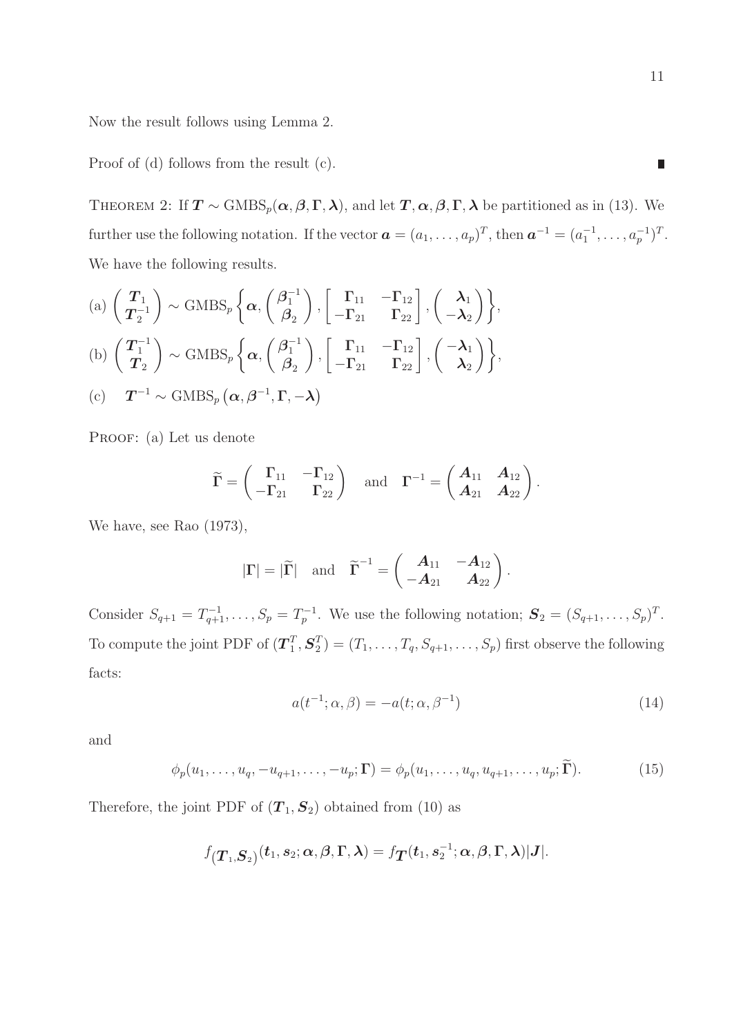Now the result follows using Lemma 2.

Proof of (d) follows from the result (c). ∎

THEOREM 2: If $\boldsymbol{T} \sim \text{GMBS}_p(\boldsymbol{\alpha}, \boldsymbol{\beta}, \boldsymbol{\Gamma}, \boldsymbol{\lambda})$, and let $\boldsymbol{T}, \boldsymbol{\alpha}, \boldsymbol{\beta}, \boldsymbol{\Gamma}, \boldsymbol{\lambda}$ be partitioned as in (13). We further use the following notation. If the vector $\boldsymbol{a} = (a_1, \ldots, a_p)^T$, then $\boldsymbol{a}^{-1} = (a_1^{-1}, \ldots, a_p^{-1})^T$. We have the following results.

(a) $\begin{pmatrix} \boldsymbol{T}_1 \\ \boldsymbol{T}_2^{-1} \end{pmatrix} \sim \text{GMBS}_p \left\{ \boldsymbol{\alpha}, \begin{pmatrix} \boldsymbol{\beta}_1^{-1} \\ \boldsymbol{\beta}_2 \end{pmatrix}, \begin{bmatrix} \boldsymbol{\Gamma}_{11} & -\boldsymbol{\Gamma}_{12} \\ -\boldsymbol{\Gamma}_{21} & \boldsymbol{\Gamma}_{22} \end{bmatrix}, \begin{pmatrix} \boldsymbol{\lambda}_1 \\ -\boldsymbol{\lambda}_2 \end{pmatrix} \right\}$,

(b) $\begin{pmatrix} \boldsymbol{T}_1^{-1} \\ \boldsymbol{T}_2 \end{pmatrix} \sim \text{GMBS}_p \left\{ \boldsymbol{\alpha}, \begin{pmatrix} \boldsymbol{\beta}_1^{-1} \\ \boldsymbol{\beta}_2 \end{pmatrix}, \begin{bmatrix} \boldsymbol{\Gamma}_{11} & -\boldsymbol{\Gamma}_{12} \\ -\boldsymbol{\Gamma}_{21} & \boldsymbol{\Gamma}_{22} \end{bmatrix}, \begin{pmatrix} -\boldsymbol{\lambda}_1 \\ \boldsymbol{\lambda}_2 \end{pmatrix} \right\}$,

(c) $\boldsymbol{T}^{-1} \sim \text{GMBS}_p \left( \boldsymbol{\alpha}, \boldsymbol{\beta}^{-1}, \boldsymbol{\Gamma}, -\boldsymbol{\lambda} \right)$

PROOF: (a) Let us denote

$$\widetilde{\boldsymbol{\Gamma}} = \begin{pmatrix} \boldsymbol{\Gamma}_{11} & -\boldsymbol{\Gamma}_{12} \\ -\boldsymbol{\Gamma}_{21} & \boldsymbol{\Gamma}_{22} \end{pmatrix} \quad \text{and} \quad \boldsymbol{\Gamma}^{-1} = \begin{pmatrix} \boldsymbol{A}_{11} & \boldsymbol{A}_{12} \\ \boldsymbol{A}_{21} & \boldsymbol{A}_{22} \end{pmatrix}.$$

We have, see Rao (1973),

$$|\boldsymbol{\Gamma}| = |\widetilde{\boldsymbol{\Gamma}}| \quad \text{and} \quad \widetilde{\boldsymbol{\Gamma}}^{-1} = \begin{pmatrix} \boldsymbol{A}_{11} & -\boldsymbol{A}_{12} \\ -\boldsymbol{A}_{21} & \boldsymbol{A}_{22} \end{pmatrix}.$$

Consider $S_{q+1} = T_{q+1}^{-1}, \ldots, S_p = T_p^{-1}$. We use the following notation; $\boldsymbol{S}_2 = (S_{q+1}, \ldots, S_p)^T$. To compute the joint PDF of $(\boldsymbol{T}_1^T, \boldsymbol{S}_2^T) = (T_1, \ldots, T_q, S_{q+1}, \ldots, S_p)$ first observe the following facts:

$$a(t^{-1}; \alpha, \beta) = -a(t; \alpha, \beta^{-1}) \tag{14}$$

and

$$\phi_p(u_1, \ldots, u_q, -u_{q+1}, \ldots, -u_p; \boldsymbol{\Gamma}) = \phi_p(u_1, \ldots, u_q, u_{q+1}, \ldots, u_p; \widetilde{\boldsymbol{\Gamma}}). \tag{15}$$

Therefore, the joint PDF of $(\boldsymbol{T}_1, \boldsymbol{S}_2)$ obtained from (10) as

$$f_{(\boldsymbol{T}_1, \boldsymbol{S}_2)}(\boldsymbol{t}_1, \boldsymbol{s}_2; \boldsymbol{\alpha}, \boldsymbol{\beta}, \boldsymbol{\Gamma}, \boldsymbol{\lambda}) = f_{\boldsymbol{T}}(\boldsymbol{t}_1, \boldsymbol{s}_2^{-1}; \boldsymbol{\alpha}, \boldsymbol{\beta}, \boldsymbol{\Gamma}, \boldsymbol{\lambda}) |\boldsymbol{J}|.$$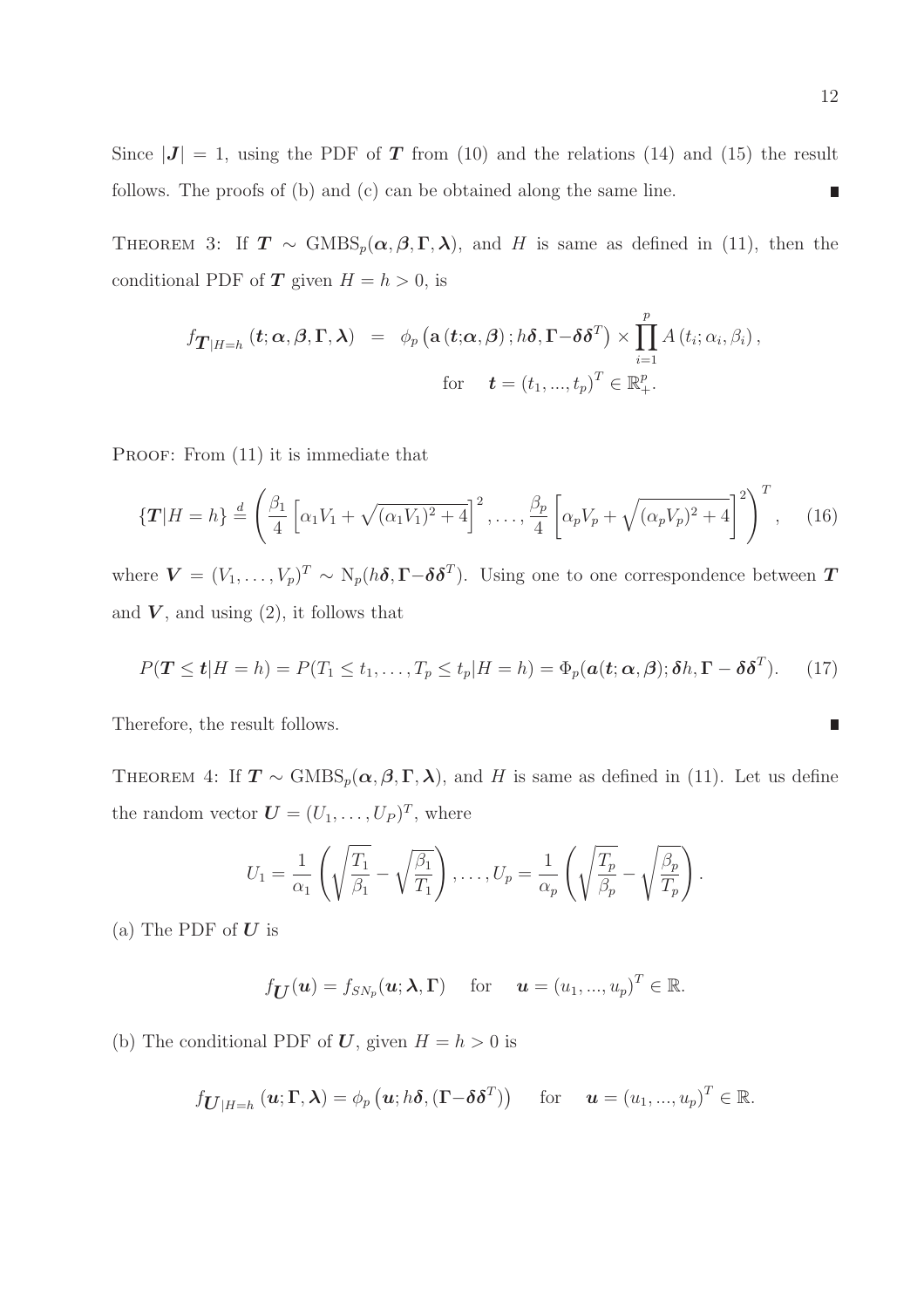Since $|\boldsymbol{J}| = 1$, using the PDF of $\boldsymbol{T}$ from (10) and the relations (14) and (15) the result follows. The proofs of (b) and (c) can be obtained along the same line. ∎

THEOREM 3: If $\boldsymbol{T} \sim \text{GMBS}_p(\boldsymbol{\alpha}, \boldsymbol{\beta}, \boldsymbol{\Gamma}, \boldsymbol{\lambda})$, and $H$ is same as defined in (11), then the conditional PDF of $\boldsymbol{T}$ given $H = h > 0$, is

$$f_{\boldsymbol{T}|H=h}\left(\boldsymbol{t}; \boldsymbol{\alpha}, \boldsymbol{\beta}, \boldsymbol{\Gamma}, \boldsymbol{\lambda}\right) \;=\; \phi_p\left(\mathbf{a}\left(\boldsymbol{t};\boldsymbol{\alpha},\boldsymbol{\beta}\right); h\boldsymbol{\delta}, \boldsymbol{\Gamma}-\boldsymbol{\delta}\boldsymbol{\delta}^T\right) \times \prod_{i=1}^{p} A\left(t_i; \alpha_i, \beta_i\right), \quad \text{for} \quad \boldsymbol{t} = (t_1, ..., t_p)^T \in \mathbb{R}_+^p.$$

PROOF: From (11) it is immediate that

$$\{\boldsymbol{T}|H = h\} \stackrel{d}{=} \left( \frac{\beta_1}{4}\left[\alpha_1 V_1 + \sqrt{(\alpha_1 V_1)^2 + 4}\right]^2, \ldots, \frac{\beta_p}{4}\left[\alpha_p V_p + \sqrt{(\alpha_p V_p)^2 + 4}\right]^2 \right)^T, \tag{16}$$

where $\boldsymbol{V} = (V_1, \ldots, V_p)^T \sim \text{N}_p(h\boldsymbol{\delta}, \boldsymbol{\Gamma}-\boldsymbol{\delta}\boldsymbol{\delta}^T)$. Using one to one correspondence between $\boldsymbol{T}$ and $\boldsymbol{V}$, and using (2), it follows that

$$P(\boldsymbol{T} \le \boldsymbol{t}|H = h) = P(T_1 \le t_1, \ldots, T_p \le t_p|H = h) = \Phi_p(\boldsymbol{a}(\boldsymbol{t}; \boldsymbol{\alpha}, \boldsymbol{\beta}); \boldsymbol{\delta}h, \boldsymbol{\Gamma} - \boldsymbol{\delta}\boldsymbol{\delta}^T). \tag{17}$$

Therefore, the result follows. ∎

THEOREM 4: If $\boldsymbol{T} \sim \text{GMBS}_p(\boldsymbol{\alpha}, \boldsymbol{\beta}, \boldsymbol{\Gamma}, \boldsymbol{\lambda})$, and $H$ is same as defined in (11). Let us define the random vector $\boldsymbol{U} = (U_1, \ldots, U_P)^T$, where

$$U_1 = \frac{1}{\alpha_1}\left(\sqrt{\frac{T_1}{\beta_1}} - \sqrt{\frac{\beta_1}{T_1}}\right), \ldots, U_p = \frac{1}{\alpha_p}\left(\sqrt{\frac{T_p}{\beta_p}} - \sqrt{\frac{\beta_p}{T_p}}\right).$$

(a) The PDF of $\boldsymbol{U}$ is

$$f_{\boldsymbol{U}}(\boldsymbol{u}) = f_{SN_p}(\boldsymbol{u}; \boldsymbol{\lambda}, \boldsymbol{\Gamma}) \quad \text{for} \quad \boldsymbol{u} = (u_1, ..., u_p)^T \in \mathbb{R}.$$

(b) The conditional PDF of $\boldsymbol{U}$, given $H = h > 0$ is

$$f_{\boldsymbol{U}|H=h}\left(\boldsymbol{u}; \boldsymbol{\Gamma}, \boldsymbol{\lambda}\right) = \phi_p\left(\boldsymbol{u}; h\boldsymbol{\delta}, (\boldsymbol{\Gamma}-\boldsymbol{\delta}\boldsymbol{\delta}^T)\right) \quad \text{for} \quad \boldsymbol{u} = (u_1, ..., u_p)^T \in \mathbb{R}.$$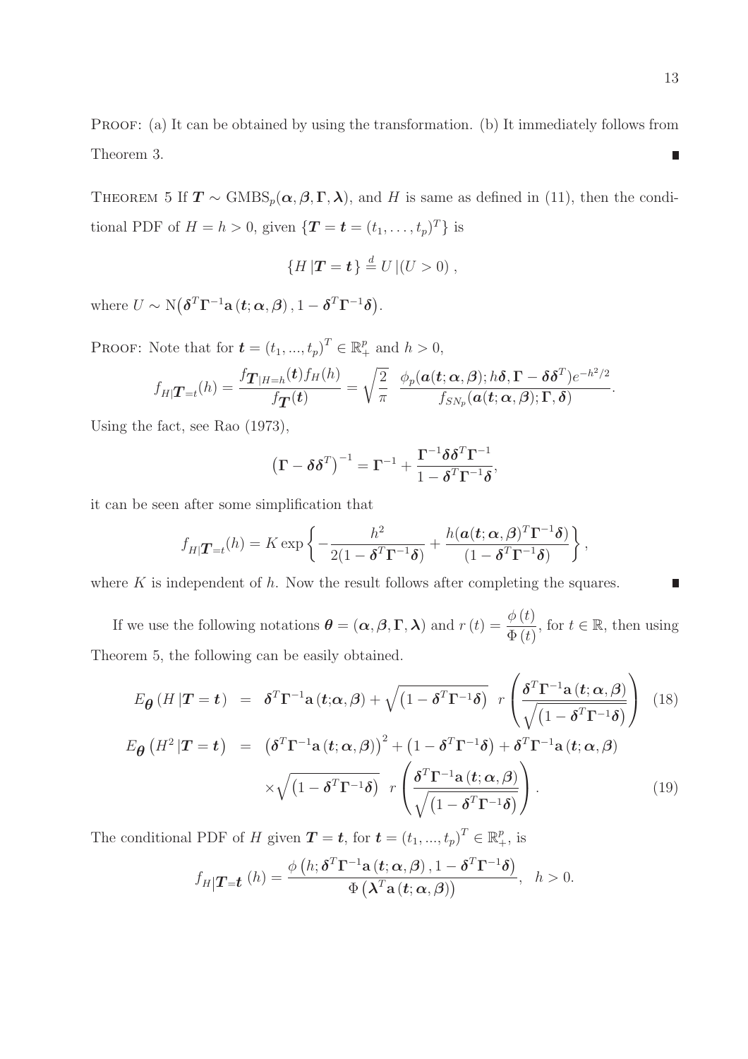PROOF: (a) It can be obtained by using the transformation. (b) It immediately follows from Theorem 3. ∎

THEOREM 5 If $\boldsymbol{T} \sim \text{GMBS}_p(\boldsymbol{\alpha}, \boldsymbol{\beta}, \boldsymbol{\Gamma}, \boldsymbol{\lambda})$, and $H$ is same as defined in (11), then the conditional PDF of $H = h > 0$, given $\{\boldsymbol{T} = \boldsymbol{t} = (t_1, \ldots, t_p)^T\}$ is

$$\{H \,|\boldsymbol{T} = \boldsymbol{t}\} \stackrel{d}{=} U \,|(U > 0)\,,$$

where $U \sim \text{N}\big(\boldsymbol{\delta}^T\boldsymbol{\Gamma}^{-1}\mathbf{a}\,(\boldsymbol{t};\boldsymbol{\alpha},\boldsymbol{\beta})\,, 1 - \boldsymbol{\delta}^T\boldsymbol{\Gamma}^{-1}\boldsymbol{\delta}\big)$.

PROOF: Note that for $\boldsymbol{t} = (t_1, ..., t_p)^T \in \mathbb{R}_+^p$ and $h > 0$,

$$f_{H|\boldsymbol{T}=t}(h) = \frac{f_{\boldsymbol{T}|H=h}(\boldsymbol{t})f_H(h)}{f_{\boldsymbol{T}}(\boldsymbol{t})} = \sqrt{\frac{2}{\pi}} \;\; \frac{\phi_p(\boldsymbol{a}(\boldsymbol{t};\boldsymbol{\alpha},\boldsymbol{\beta}); h\boldsymbol{\delta}, \boldsymbol{\Gamma} - \boldsymbol{\delta}\boldsymbol{\delta}^T)e^{-h^2/2}}{f_{SN_p}(\boldsymbol{a}(\boldsymbol{t};\boldsymbol{\alpha},\boldsymbol{\beta}); \boldsymbol{\Gamma}, \boldsymbol{\delta})}.$$

Using the fact, see Rao (1973),

$$\left(\boldsymbol{\Gamma} - \boldsymbol{\delta}\boldsymbol{\delta}^T\right)^{-1} = \boldsymbol{\Gamma}^{-1} + \frac{\boldsymbol{\Gamma}^{-1}\boldsymbol{\delta}\boldsymbol{\delta}^T\boldsymbol{\Gamma}^{-1}}{1 - \boldsymbol{\delta}^T\boldsymbol{\Gamma}^{-1}\boldsymbol{\delta}},$$

it can be seen after some simplification that

$$f_{H|\boldsymbol{T}=t}(h) = K \exp\left\{-\frac{h^2}{2(1 - \boldsymbol{\delta}^T\boldsymbol{\Gamma}^{-1}\boldsymbol{\delta})} + \frac{h(\boldsymbol{a}(\boldsymbol{t};\boldsymbol{\alpha},\boldsymbol{\beta})^T\boldsymbol{\Gamma}^{-1}\boldsymbol{\delta})}{(1 - \boldsymbol{\delta}^T\boldsymbol{\Gamma}^{-1}\boldsymbol{\delta})}\right\},$$

where $K$ is independent of $h$. Now the result follows after completing the squares. ∎

If we use the following notations $\boldsymbol{\theta} = (\boldsymbol{\alpha}, \boldsymbol{\beta}, \boldsymbol{\Gamma}, \boldsymbol{\lambda})$ and $r\,(t) = \dfrac{\phi\,(t)}{\Phi\,(t)}$, for $t \in \mathbb{R}$, then using Theorem 5, the following can be easily obtained.

$$E_{\boldsymbol{\theta}}\left(H\,|\boldsymbol{T} = \boldsymbol{t}\right) = \boldsymbol{\delta}^T\boldsymbol{\Gamma}^{-1}\mathbf{a}\,(\boldsymbol{t};\boldsymbol{\alpha},\boldsymbol{\beta}) + \sqrt{\left(1 - \boldsymbol{\delta}^T\boldsymbol{\Gamma}^{-1}\boldsymbol{\delta}\right)}\;\; r\left(\frac{\boldsymbol{\delta}^T\boldsymbol{\Gamma}^{-1}\mathbf{a}\,(\boldsymbol{t};\boldsymbol{\alpha},\boldsymbol{\beta})}{\sqrt{\left(1 - \boldsymbol{\delta}^T\boldsymbol{\Gamma}^{-1}\boldsymbol{\delta}\right)}}\right) \tag{18}$$

$$\begin{aligned} E_{\boldsymbol{\theta}}\left(H^2\,|\boldsymbol{T} = \boldsymbol{t}\right) &= \left(\boldsymbol{\delta}^T\boldsymbol{\Gamma}^{-1}\mathbf{a}\,(\boldsymbol{t};\boldsymbol{\alpha},\boldsymbol{\beta})\right)^2 + \left(1 - \boldsymbol{\delta}^T\boldsymbol{\Gamma}^{-1}\boldsymbol{\delta}\right) + \boldsymbol{\delta}^T\boldsymbol{\Gamma}^{-1}\mathbf{a}\,(\boldsymbol{t};\boldsymbol{\alpha},\boldsymbol{\beta}) \\ &\quad \times\sqrt{\left(1 - \boldsymbol{\delta}^T\boldsymbol{\Gamma}^{-1}\boldsymbol{\delta}\right)}\;\; r\left(\frac{\boldsymbol{\delta}^T\boldsymbol{\Gamma}^{-1}\mathbf{a}\,(\boldsymbol{t};\boldsymbol{\alpha},\boldsymbol{\beta})}{\sqrt{\left(1 - \boldsymbol{\delta}^T\boldsymbol{\Gamma}^{-1}\boldsymbol{\delta}\right)}}\right). \end{aligned} \tag{19}$$

The conditional PDF of $H$ given $\boldsymbol{T} = \boldsymbol{t}$, for $\boldsymbol{t} = (t_1, ..., t_p)^T \in \mathbb{R}_+^p$, is

$$f_{H|\boldsymbol{T}=\boldsymbol{t}}\,(h) = \frac{\phi\left(h; \boldsymbol{\delta}^T\boldsymbol{\Gamma}^{-1}\mathbf{a}\,(\boldsymbol{t};\boldsymbol{\alpha},\boldsymbol{\beta})\,, 1 - \boldsymbol{\delta}^T\boldsymbol{\Gamma}^{-1}\boldsymbol{\delta}\right)}{\Phi\left(\boldsymbol{\lambda}^T\mathbf{a}\,(\boldsymbol{t};\boldsymbol{\alpha},\boldsymbol{\beta})\right)}, \quad h > 0.$$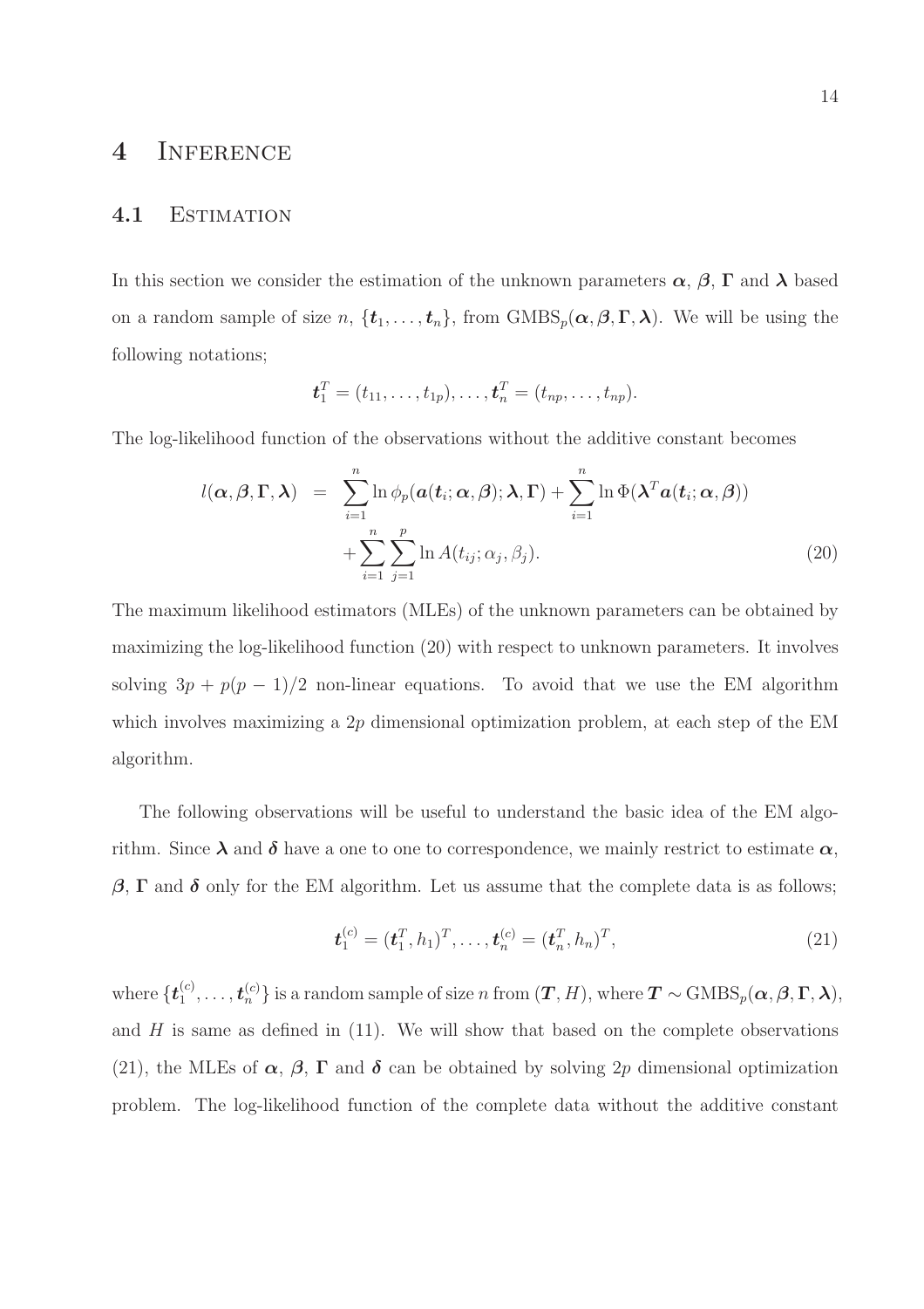# 4 Inference

## 4.1 Estimation

In this section we consider the estimation of the unknown parameters $\boldsymbol{\alpha}$, $\boldsymbol{\beta}$, $\boldsymbol{\Gamma}$ and $\boldsymbol{\lambda}$ based on a random sample of size $n$, $\{\boldsymbol{t}_1, \ldots, \boldsymbol{t}_n\}$, from $\text{GMBS}_p(\boldsymbol{\alpha}, \boldsymbol{\beta}, \boldsymbol{\Gamma}, \boldsymbol{\lambda})$. We will be using the following notations;

$$\boldsymbol{t}_1^T = (t_{11}, \ldots, t_{1p}), \ldots, \boldsymbol{t}_n^T = (t_{np}, \ldots, t_{np}).$$

The log-likelihood function of the observations without the additive constant becomes

$$\begin{aligned} l(\boldsymbol{\alpha}, \boldsymbol{\beta}, \boldsymbol{\Gamma}, \boldsymbol{\lambda}) &= \sum_{i=1}^{n} \ln \phi_p(\boldsymbol{a}(\boldsymbol{t}_i; \boldsymbol{\alpha}, \boldsymbol{\beta}); \boldsymbol{\lambda}, \boldsymbol{\Gamma}) + \sum_{i=1}^{n} \ln \Phi(\boldsymbol{\lambda}^T \boldsymbol{a}(\boldsymbol{t}_i; \boldsymbol{\alpha}, \boldsymbol{\beta})) \\ &\quad + \sum_{i=1}^{n} \sum_{j=1}^{p} \ln A(t_{ij}; \alpha_j, \beta_j). \end{aligned} \tag{20}$$

The maximum likelihood estimators (MLEs) of the unknown parameters can be obtained by maximizing the log-likelihood function (20) with respect to unknown parameters. It involves solving $3p + p(p-1)/2$ non-linear equations. To avoid that we use the EM algorithm which involves maximizing a $2p$ dimensional optimization problem, at each step of the EM algorithm.

The following observations will be useful to understand the basic idea of the EM algorithm. Since $\boldsymbol{\lambda}$ and $\boldsymbol{\delta}$ have a one to one to correspondence, we mainly restrict to estimate $\boldsymbol{\alpha}$, $\boldsymbol{\beta}$, $\boldsymbol{\Gamma}$ and $\boldsymbol{\delta}$ only for the EM algorithm. Let us assume that the complete data is as follows;

$$\boldsymbol{t}_1^{(c)} = (\boldsymbol{t}_1^T, h_1)^T, \ldots, \boldsymbol{t}_n^{(c)} = (\boldsymbol{t}_n^T, h_n)^T, \tag{21}$$

where $\{\boldsymbol{t}_1^{(c)}, \ldots, \boldsymbol{t}_n^{(c)}\}$ is a random sample of size $n$ from $(\boldsymbol{T}, H)$, where $\boldsymbol{T} \sim \text{GMBS}_p(\boldsymbol{\alpha}, \boldsymbol{\beta}, \boldsymbol{\Gamma}, \boldsymbol{\lambda})$, and $H$ is same as defined in (11). We will show that based on the complete observations (21), the MLEs of $\boldsymbol{\alpha}$, $\boldsymbol{\beta}$, $\boldsymbol{\Gamma}$ and $\boldsymbol{\delta}$ can be obtained by solving $2p$ dimensional optimization problem. The log-likelihood function of the complete data without the additive constant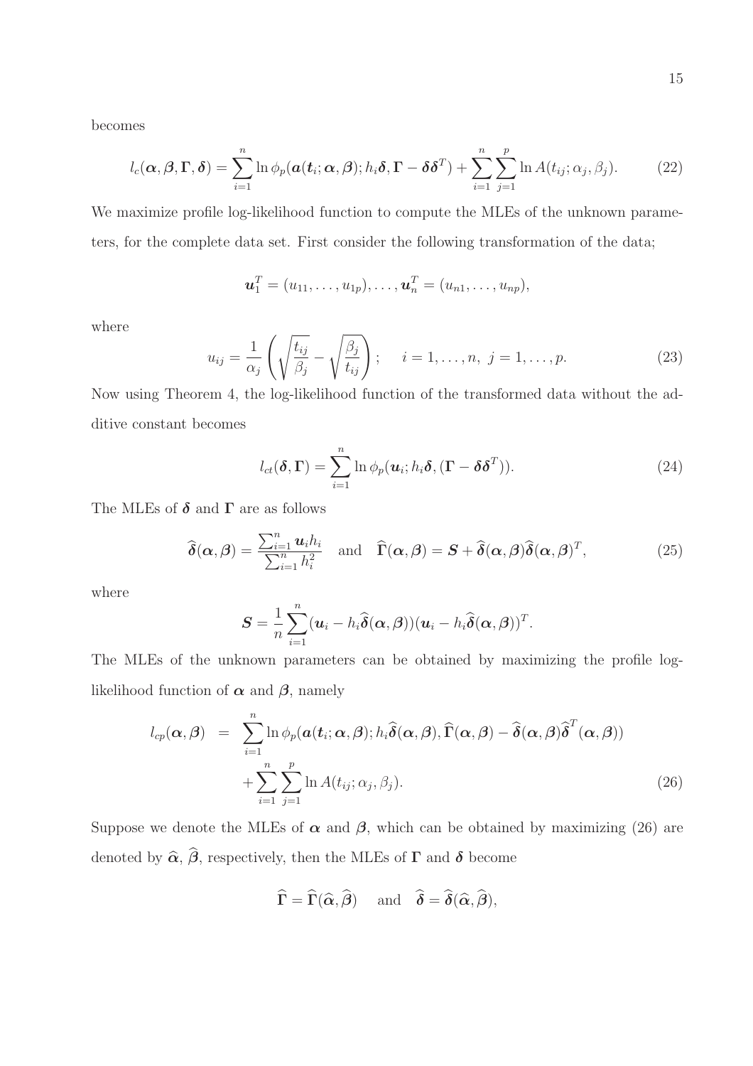becomes

$$l_c(\boldsymbol{\alpha}, \boldsymbol{\beta}, \boldsymbol{\Gamma}, \boldsymbol{\delta}) = \sum_{i=1}^{n} \ln \phi_p(\boldsymbol{a}(\boldsymbol{t}_i; \boldsymbol{\alpha}, \boldsymbol{\beta}); h_i\boldsymbol{\delta}, \boldsymbol{\Gamma} - \boldsymbol{\delta}\boldsymbol{\delta}^T) + \sum_{i=1}^{n}\sum_{j=1}^{p} \ln A(t_{ij}; \alpha_j, \beta_j). \tag{22}$$

We maximize profile log-likelihood function to compute the MLEs of the unknown parameters, for the complete data set. First consider the following transformation of the data;

$$\boldsymbol{u}_1^T = (u_{11}, \ldots, u_{1p}), \ldots, \boldsymbol{u}_n^T = (u_{n1}, \ldots, u_{np}),$$

where

$$u_{ij} = \frac{1}{\alpha_j}\left(\sqrt{\frac{t_{ij}}{\beta_j}} - \sqrt{\frac{\beta_j}{t_{ij}}}\right); \quad i = 1, \ldots, n, \ j = 1, \ldots, p. \tag{23}$$

Now using Theorem 4, the log-likelihood function of the transformed data without the additive constant becomes

$$l_{ct}(\boldsymbol{\delta}, \boldsymbol{\Gamma}) = \sum_{i=1}^{n} \ln \phi_p(\boldsymbol{u}_i; h_i\boldsymbol{\delta}, (\boldsymbol{\Gamma} - \boldsymbol{\delta}\boldsymbol{\delta}^T)). \tag{24}$$

The MLEs of $\boldsymbol{\delta}$ and $\boldsymbol{\Gamma}$ are as follows

$$\widehat{\boldsymbol{\delta}}(\boldsymbol{\alpha}, \boldsymbol{\beta}) = \frac{\sum_{i=1}^{n} \boldsymbol{u}_i h_i}{\sum_{i=1}^{n} h_i^2} \quad \text{and} \quad \widehat{\boldsymbol{\Gamma}}(\boldsymbol{\alpha}, \boldsymbol{\beta}) = \boldsymbol{S} + \widehat{\boldsymbol{\delta}}(\boldsymbol{\alpha}, \boldsymbol{\beta})\widehat{\boldsymbol{\delta}}(\boldsymbol{\alpha}, \boldsymbol{\beta})^T, \tag{25}$$

where

$$\boldsymbol{S} = \frac{1}{n}\sum_{i=1}^{n}(\boldsymbol{u}_i - h_i\widehat{\boldsymbol{\delta}}(\boldsymbol{\alpha}, \boldsymbol{\beta}))(\boldsymbol{u}_i - h_i\widehat{\boldsymbol{\delta}}(\boldsymbol{\alpha}, \boldsymbol{\beta}))^T.$$

The MLEs of the unknown parameters can be obtained by maximizing the profile log-likelihood function of $\boldsymbol{\alpha}$ and $\boldsymbol{\beta}$, namely

$$\begin{aligned} l_{cp}(\boldsymbol{\alpha}, \boldsymbol{\beta}) &= \sum_{i=1}^{n} \ln \phi_p(\boldsymbol{a}(\boldsymbol{t}_i; \boldsymbol{\alpha}, \boldsymbol{\beta}); h_i\widehat{\boldsymbol{\delta}}(\boldsymbol{\alpha}, \boldsymbol{\beta}), \widehat{\boldsymbol{\Gamma}}(\boldsymbol{\alpha}, \boldsymbol{\beta}) - \widehat{\boldsymbol{\delta}}(\boldsymbol{\alpha}, \boldsymbol{\beta})\widehat{\boldsymbol{\delta}}^T(\boldsymbol{\alpha}, \boldsymbol{\beta})) \\ &\quad + \sum_{i=1}^{n}\sum_{j=1}^{p} \ln A(t_{ij}; \alpha_j, \beta_j). \end{aligned} \tag{26}$$

Suppose we denote the MLEs of $\boldsymbol{\alpha}$ and $\boldsymbol{\beta}$, which can be obtained by maximizing (26) are denoted by $\widehat{\boldsymbol{\alpha}}$, $\widehat{\boldsymbol{\beta}}$, respectively, then the MLEs of $\boldsymbol{\Gamma}$ and $\boldsymbol{\delta}$ become

$$\widehat{\boldsymbol{\Gamma}} = \widehat{\boldsymbol{\Gamma}}(\widehat{\boldsymbol{\alpha}}, \widehat{\boldsymbol{\beta}}) \quad \text{and} \quad \widehat{\boldsymbol{\delta}} = \widehat{\boldsymbol{\delta}}(\widehat{\boldsymbol{\alpha}}, \widehat{\boldsymbol{\beta}}),$$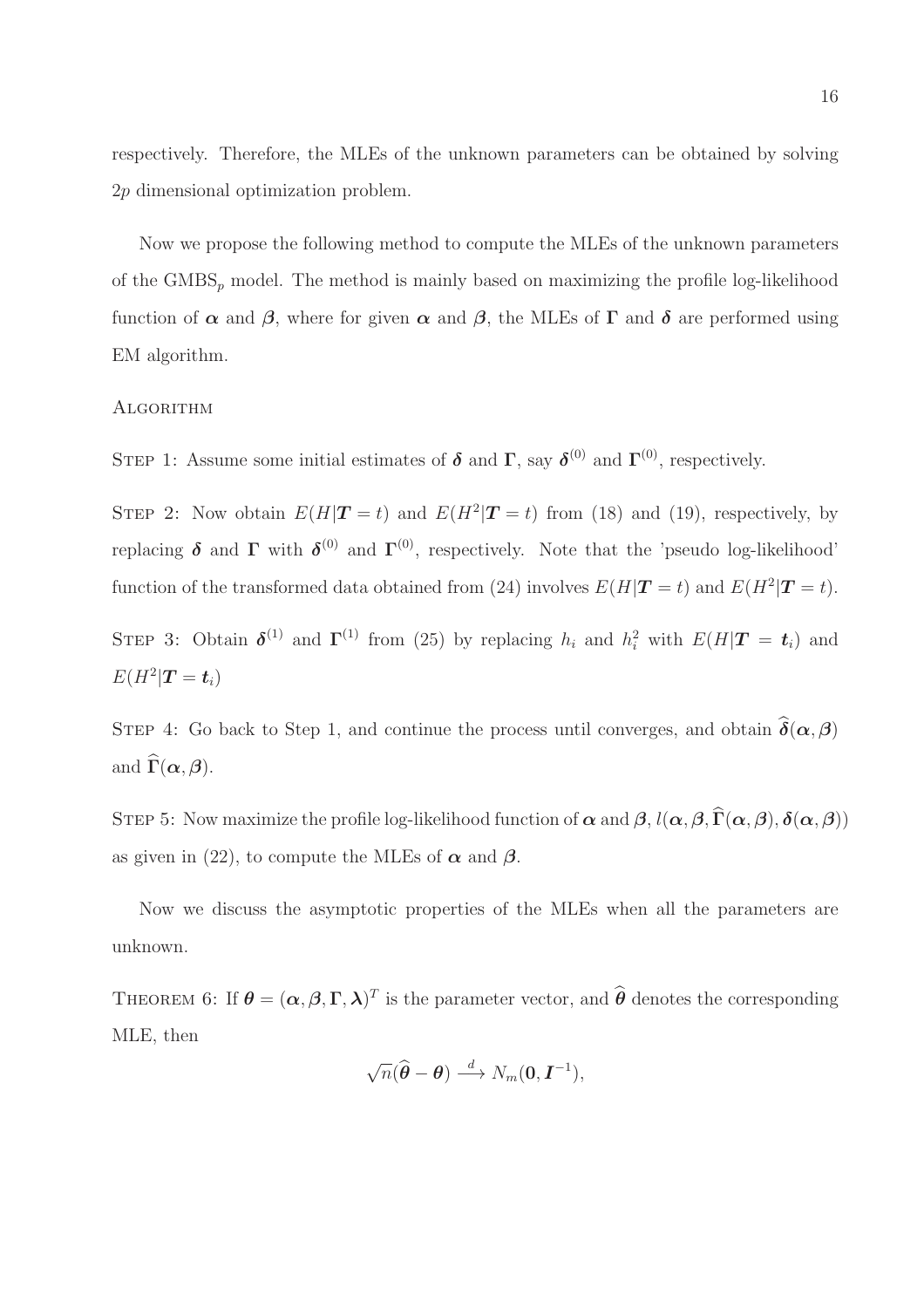respectively. Therefore, the MLEs of the unknown parameters can be obtained by solving $2p$ dimensional optimization problem.

Now we propose the following method to compute the MLEs of the unknown parameters of the $\text{GMBS}_p$ model. The method is mainly based on maximizing the profile log-likelihood function of $\boldsymbol{\alpha}$ and $\boldsymbol{\beta}$, where for given $\boldsymbol{\alpha}$ and $\boldsymbol{\beta}$, the MLEs of $\boldsymbol{\Gamma}$ and $\boldsymbol{\delta}$ are performed using EM algorithm.

ALGORITHM

STEP 1: Assume some initial estimates of $\boldsymbol{\delta}$ and $\boldsymbol{\Gamma}$, say $\boldsymbol{\delta}^{(0)}$ and $\boldsymbol{\Gamma}^{(0)}$, respectively.

STEP 2: Now obtain $E(H|\boldsymbol{T}=t)$ and $E(H^2|\boldsymbol{T}=t)$ from (18) and (19), respectively, by replacing $\boldsymbol{\delta}$ and $\boldsymbol{\Gamma}$ with $\boldsymbol{\delta}^{(0)}$ and $\boldsymbol{\Gamma}^{(0)}$, respectively. Note that the 'pseudo log-likelihood' function of the transformed data obtained from (24) involves $E(H|\boldsymbol{T}=t)$ and $E(H^2|\boldsymbol{T}=t)$.

STEP 3: Obtain $\boldsymbol{\delta}^{(1)}$ and $\boldsymbol{\Gamma}^{(1)}$ from (25) by replacing $h_i$ and $h_i^2$ with $E(H|\boldsymbol{T}=\boldsymbol{t}_i)$ and $E(H^2|\boldsymbol{T}=\boldsymbol{t}_i)$

STEP 4: Go back to Step 1, and continue the process until converges, and obtain $\widehat{\boldsymbol{\delta}}(\boldsymbol{\alpha},\boldsymbol{\beta})$ and $\widehat{\boldsymbol{\Gamma}}(\boldsymbol{\alpha},\boldsymbol{\beta})$.

STEP 5: Now maximize the profile log-likelihood function of $\boldsymbol{\alpha}$ and $\boldsymbol{\beta}$, $l(\boldsymbol{\alpha},\boldsymbol{\beta},\widehat{\boldsymbol{\Gamma}}(\boldsymbol{\alpha},\boldsymbol{\beta}),\boldsymbol{\delta}(\boldsymbol{\alpha},\boldsymbol{\beta}))$ as given in (22), to compute the MLEs of $\boldsymbol{\alpha}$ and $\boldsymbol{\beta}$.

Now we discuss the asymptotic properties of the MLEs when all the parameters are unknown.

THEOREM 6: If $\boldsymbol{\theta}=(\boldsymbol{\alpha},\boldsymbol{\beta},\boldsymbol{\Gamma},\boldsymbol{\lambda})^T$ is the parameter vector, and $\widehat{\boldsymbol{\theta}}$ denotes the corresponding MLE, then

$$\sqrt{n}(\widehat{\boldsymbol{\theta}}-\boldsymbol{\theta}) \xrightarrow{d} N_m(\mathbf{0},\boldsymbol{I}^{-1}),$$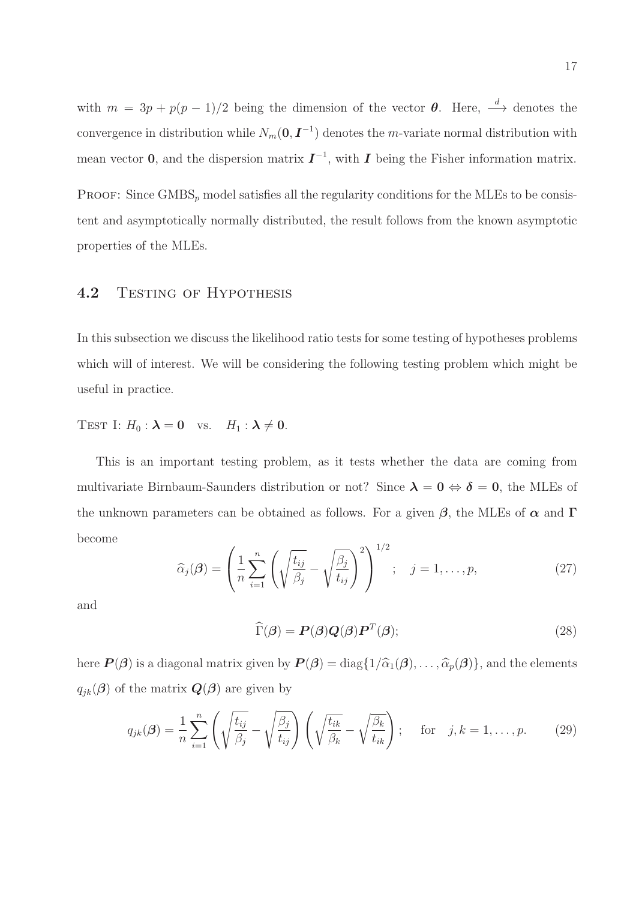with $m = 3p + p(p-1)/2$ being the dimension of the vector $\boldsymbol{\theta}$. Here, $\xrightarrow{d}$ denotes the convergence in distribution while $N_m(\mathbf{0}, \boldsymbol{I}^{-1})$ denotes the $m$-variate normal distribution with mean vector $\mathbf{0}$, and the dispersion matrix $\boldsymbol{I}^{-1}$, with $\boldsymbol{I}$ being the Fisher information matrix.

PROOF: Since GMBS$_p$ model satisfies all the regularity conditions for the MLEs to be consistent and asymptotically normally distributed, the result follows from the known asymptotic properties of the MLEs.

## 4.2 Testing of Hypothesis

In this subsection we discuss the likelihood ratio tests for some testing of hypotheses problems which will of interest. We will be considering the following testing problem which might be useful in practice.

TEST I: $H_0 : \boldsymbol{\lambda} = \mathbf{0}$ vs. $H_1 : \boldsymbol{\lambda} \neq \mathbf{0}$.

This is an important testing problem, as it tests whether the data are coming from multivariate Birnbaum-Saunders distribution or not? Since $\boldsymbol{\lambda} = \mathbf{0} \Leftrightarrow \boldsymbol{\delta} = \mathbf{0}$, the MLEs of the unknown parameters can be obtained as follows. For a given $\boldsymbol{\beta}$, the MLEs of $\boldsymbol{\alpha}$ and $\boldsymbol{\Gamma}$ become

$$\widehat{\alpha}_j(\boldsymbol{\beta}) = \left( \frac{1}{n} \sum_{i=1}^{n} \left( \sqrt{\frac{t_{ij}}{\beta_j}} - \sqrt{\frac{\beta_j}{t_{ij}}} \right)^2 \right)^{1/2}; \quad j = 1, \ldots, p, \tag{27}$$

and

$$\widehat{\Gamma}(\boldsymbol{\beta}) = \boldsymbol{P}(\boldsymbol{\beta}) \boldsymbol{Q}(\boldsymbol{\beta}) \boldsymbol{P}^T(\boldsymbol{\beta}); \tag{28}$$

here $\boldsymbol{P}(\boldsymbol{\beta})$ is a diagonal matrix given by $\boldsymbol{P}(\boldsymbol{\beta}) = \text{diag}\{1/\widehat{\alpha}_1(\boldsymbol{\beta}), \ldots, \widehat{\alpha}_p(\boldsymbol{\beta})\}$, and the elements $q_{jk}(\boldsymbol{\beta})$ of the matrix $\boldsymbol{Q}(\boldsymbol{\beta})$ are given by

$$q_{jk}(\boldsymbol{\beta}) = \frac{1}{n} \sum_{i=1}^{n} \left( \sqrt{\frac{t_{ij}}{\beta_j}} - \sqrt{\frac{\beta_j}{t_{ij}}} \right) \left( \sqrt{\frac{t_{ik}}{\beta_k}} - \sqrt{\frac{\beta_k}{t_{ik}}} \right); \quad \text{for} \quad j, k = 1, \ldots, p. \tag{29}$$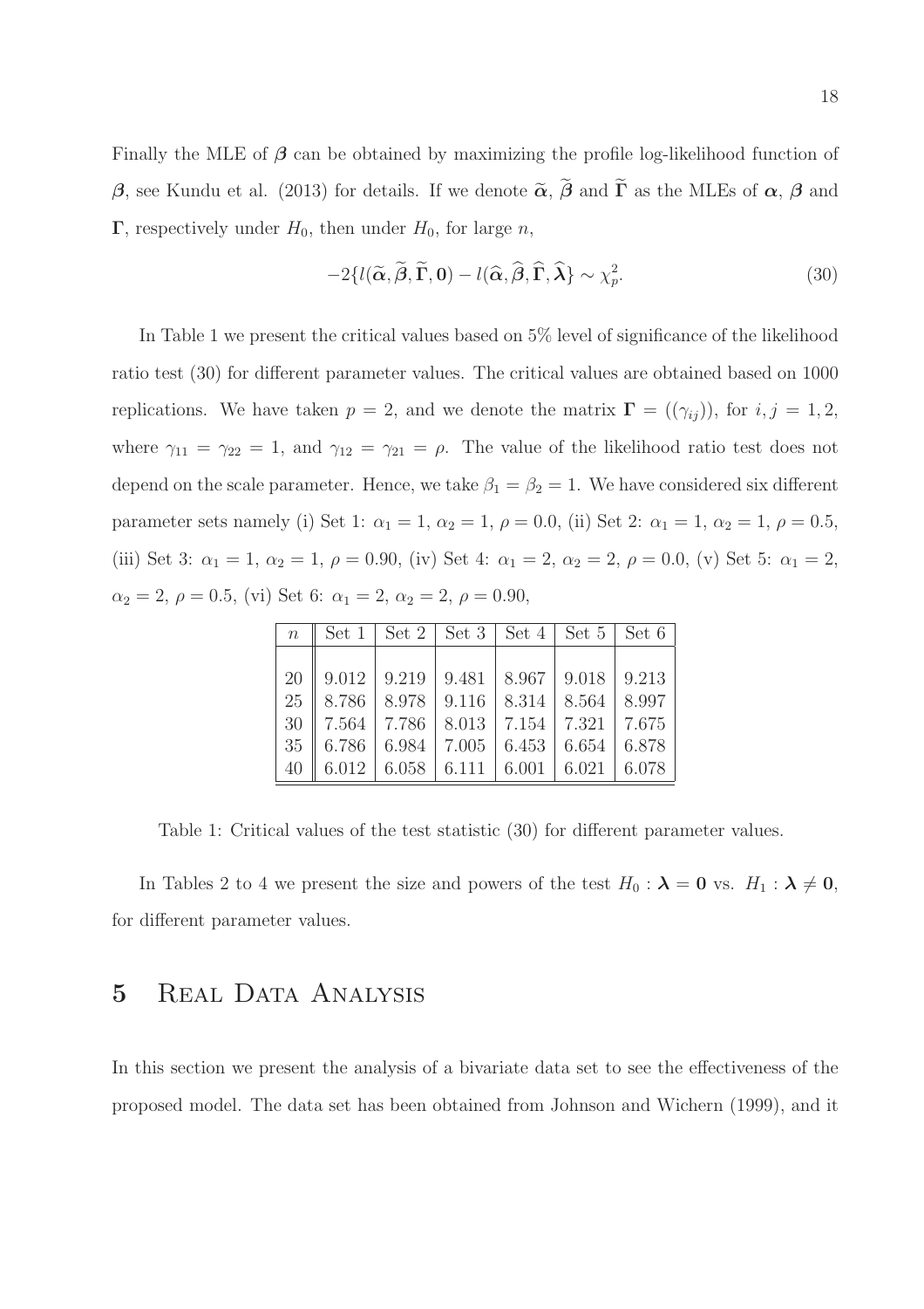Finally the MLE of $\boldsymbol{\beta}$ can be obtained by maximizing the profile log-likelihood function of $\boldsymbol{\beta}$, see Kundu et al. (2013) for details. If we denote $\widetilde{\boldsymbol{\alpha}}$, $\widetilde{\boldsymbol{\beta}}$ and $\widetilde{\boldsymbol{\Gamma}}$ as the MLEs of $\boldsymbol{\alpha}$, $\boldsymbol{\beta}$ and $\boldsymbol{\Gamma}$, respectively under $H_0$, then under $H_0$, for large $n$,

$$-2\{l(\widetilde{\boldsymbol{\alpha}}, \widetilde{\boldsymbol{\beta}}, \widetilde{\boldsymbol{\Gamma}}, \mathbf{0}) - l(\widehat{\boldsymbol{\alpha}}, \widehat{\boldsymbol{\beta}}, \widehat{\boldsymbol{\Gamma}}, \widehat{\boldsymbol{\lambda}}\} \sim \chi^2_p. \tag{30}$$

In Table 1 we present the critical values based on 5% level of significance of the likelihood ratio test (30) for different parameter values. The critical values are obtained based on 1000 replications. We have taken $p = 2$, and we denote the matrix $\boldsymbol{\Gamma} = ((\gamma_{ij}))$, for $i, j = 1, 2$, where $\gamma_{11} = \gamma_{22} = 1$, and $\gamma_{12} = \gamma_{21} = \rho$. The value of the likelihood ratio test does not depend on the scale parameter. Hence, we take $\beta_1 = \beta_2 = 1$. We have considered six different parameter sets namely (i) Set 1: $\alpha_1 = 1$, $\alpha_2 = 1$, $\rho = 0.0$, (ii) Set 2: $\alpha_1 = 1$, $\alpha_2 = 1$, $\rho = 0.5$, (iii) Set 3: $\alpha_1 = 1$, $\alpha_2 = 1$, $\rho = 0.90$, (iv) Set 4: $\alpha_1 = 2$, $\alpha_2 = 2$, $\rho = 0.0$, (v) Set 5: $\alpha_1 = 2$, $\alpha_2 = 2$, $\rho = 0.5$, (vi) Set 6: $\alpha_1 = 2$, $\alpha_2 = 2$, $\rho = 0.90$,

| $n$ | Set 1 | Set 2 | Set 3 | Set 4 | Set 5 | Set 6 |
|---|---|---|---|---|---|---|
| 20 | 9.012 | 9.219 | 9.481 | 8.967 | 9.018 | 9.213 |
| 25 | 8.786 | 8.978 | 9.116 | 8.314 | 8.564 | 8.997 |
| 30 | 7.564 | 7.786 | 8.013 | 7.154 | 7.321 | 7.675 |
| 35 | 6.786 | 6.984 | 7.005 | 6.453 | 6.654 | 6.878 |
| 40 | 6.012 | 6.058 | 6.111 | 6.001 | 6.021 | 6.078 |

Table 1: Critical values of the test statistic (30) for different parameter values.

In Tables 2 to 4 we present the size and powers of the test $H_0 : \boldsymbol{\lambda} = \mathbf{0}$ vs. $H_1 : \boldsymbol{\lambda} \neq \mathbf{0}$, for different parameter values.

# 5 Real Data Analysis

In this section we present the analysis of a bivariate data set to see the effectiveness of the proposed model. The data set has been obtained from Johnson and Wichern (1999), and it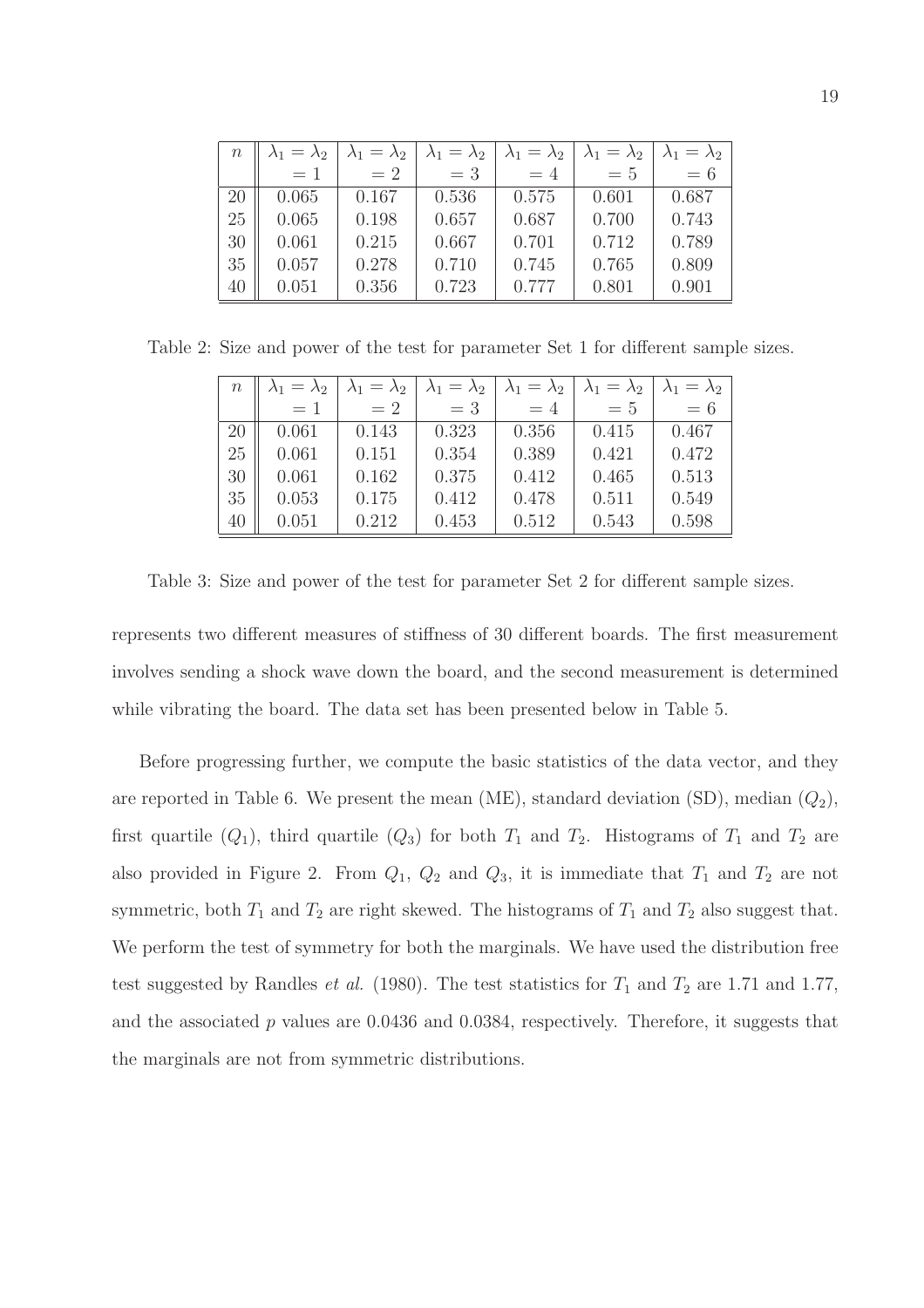| $n$ | $\lambda_1 = \lambda_2 = 1$ | $\lambda_1 = \lambda_2 = 2$ | $\lambda_1 = \lambda_2 = 3$ | $\lambda_1 = \lambda_2 = 4$ | $\lambda_1 = \lambda_2 = 5$ | $\lambda_1 = \lambda_2 = 6$ |
|---|---|---|---|---|---|---|
| 20 | 0.065 | 0.167 | 0.536 | 0.575 | 0.601 | 0.687 |
| 25 | 0.065 | 0.198 | 0.657 | 0.687 | 0.700 | 0.743 |
| 30 | 0.061 | 0.215 | 0.667 | 0.701 | 0.712 | 0.789 |
| 35 | 0.057 | 0.278 | 0.710 | 0.745 | 0.765 | 0.809 |
| 40 | 0.051 | 0.356 | 0.723 | 0.777 | 0.801 | 0.901 |

Table 2: Size and power of the test for parameter Set 1 for different sample sizes.

| $n$ | $\lambda_1 = \lambda_2 = 1$ | $\lambda_1 = \lambda_2 = 2$ | $\lambda_1 = \lambda_2 = 3$ | $\lambda_1 = \lambda_2 = 4$ | $\lambda_1 = \lambda_2 = 5$ | $\lambda_1 = \lambda_2 = 6$ |
|---|---|---|---|---|---|---|
| 20 | 0.061 | 0.143 | 0.323 | 0.356 | 0.415 | 0.467 |
| 25 | 0.061 | 0.151 | 0.354 | 0.389 | 0.421 | 0.472 |
| 30 | 0.061 | 0.162 | 0.375 | 0.412 | 0.465 | 0.513 |
| 35 | 0.053 | 0.175 | 0.412 | 0.478 | 0.511 | 0.549 |
| 40 | 0.051 | 0.212 | 0.453 | 0.512 | 0.543 | 0.598 |

Table 3: Size and power of the test for parameter Set 2 for different sample sizes.

represents two different measures of stiffness of 30 different boards. The first measurement involves sending a shock wave down the board, and the second measurement is determined while vibrating the board. The data set has been presented below in Table 5.

Before progressing further, we compute the basic statistics of the data vector, and they are reported in Table 6. We present the mean (ME), standard deviation (SD), median ($Q_2$), first quartile ($Q_1$), third quartile ($Q_3$) for both $T_1$ and $T_2$. Histograms of $T_1$ and $T_2$ are also provided in Figure 2. From $Q_1$, $Q_2$ and $Q_3$, it is immediate that $T_1$ and $T_2$ are not symmetric, both $T_1$ and $T_2$ are right skewed. The histograms of $T_1$ and $T_2$ also suggest that. We perform the test of symmetry for both the marginals. We have used the distribution free test suggested by Randles *et al.* (1980). The test statistics for $T_1$ and $T_2$ are 1.71 and 1.77, and the associated $p$ values are 0.0436 and 0.0384, respectively. Therefore, it suggests that the marginals are not from symmetric distributions.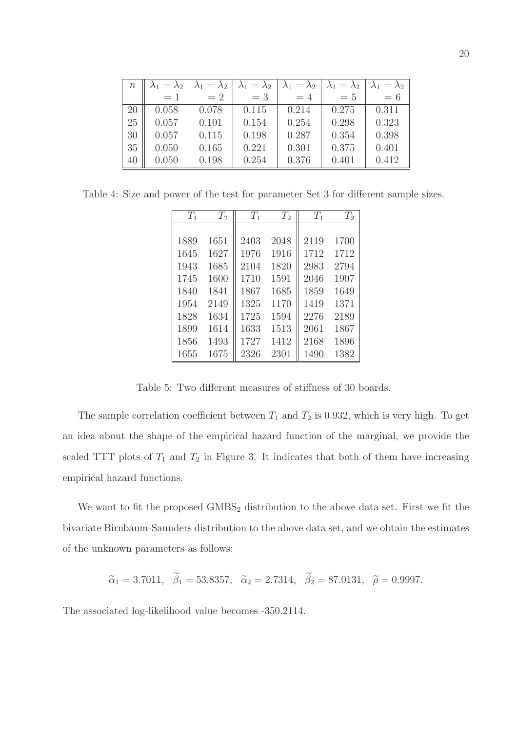| $n$ | $\lambda_1 = \lambda_2 = 1$ | $\lambda_1 = \lambda_2 = 2$ | $\lambda_1 = \lambda_2 = 3$ | $\lambda_1 = \lambda_2 = 4$ | $\lambda_1 = \lambda_2 = 5$ | $\lambda_1 = \lambda_2 = 6$ |
|---|---|---|---|---|---|---|
| 20 | 0.058 | 0.078 | 0.115 | 0.214 | 0.275 | 0.311 |
| 25 | 0.057 | 0.101 | 0.154 | 0.254 | 0.298 | 0.323 |
| 30 | 0.057 | 0.115 | 0.198 | 0.287 | 0.354 | 0.398 |
| 35 | 0.050 | 0.165 | 0.221 | 0.301 | 0.375 | 0.401 |
| 40 | 0.050 | 0.198 | 0.254 | 0.376 | 0.401 | 0.412 |

Table 4: Size and power of the test for parameter Set 3 for different sample sizes.

| $T_1$ | $T_2$ | $T_1$ | $T_2$ | $T_1$ | $T_2$ |
|---|---|---|---|---|---|
| 1889 | 1651 | 2403 | 2048 | 2119 | 1700 |
| 1645 | 1627 | 1976 | 1916 | 1712 | 1712 |
| 1943 | 1685 | 2104 | 1820 | 2983 | 2794 |
| 1745 | 1600 | 1710 | 1591 | 2046 | 1907 |
| 1840 | 1841 | 1867 | 1685 | 1859 | 1649 |
| 1954 | 2149 | 1325 | 1170 | 1419 | 1371 |
| 1828 | 1634 | 1725 | 1594 | 2276 | 2189 |
| 1899 | 1614 | 1633 | 1513 | 2061 | 1867 |
| 1856 | 1493 | 1727 | 1412 | 2168 | 1896 |
| 1655 | 1675 | 2326 | 2301 | 1490 | 1382 |

Table 5: Two different measures of stiffness of 30 boards.

The sample correlation coefficient between $T_1$ and $T_2$ is 0.932, which is very high. To get an idea about the shape of the empirical hazard function of the marginal, we provide the scaled TTT plots of $T_1$ and $T_2$ in Figure 3. It indicates that both of them have increasing empirical hazard functions.

We want to fit the proposed $\text{GMBS}_2$ distribution to the above data set. First we fit the bivariate Birnbaum-Saunders distribution to the above data set, and we obtain the estimates of the unknown parameters as follows:

$$\widetilde{\alpha}_1 = 3.7011, \quad \widetilde{\beta}_1 = 53.8357, \quad \widetilde{\alpha}_2 = 2.7314, \quad \widetilde{\beta}_2 = 87.0131, \quad \widetilde{\rho} = 0.9997.$$

The associated log-likelihood value becomes -350.2114.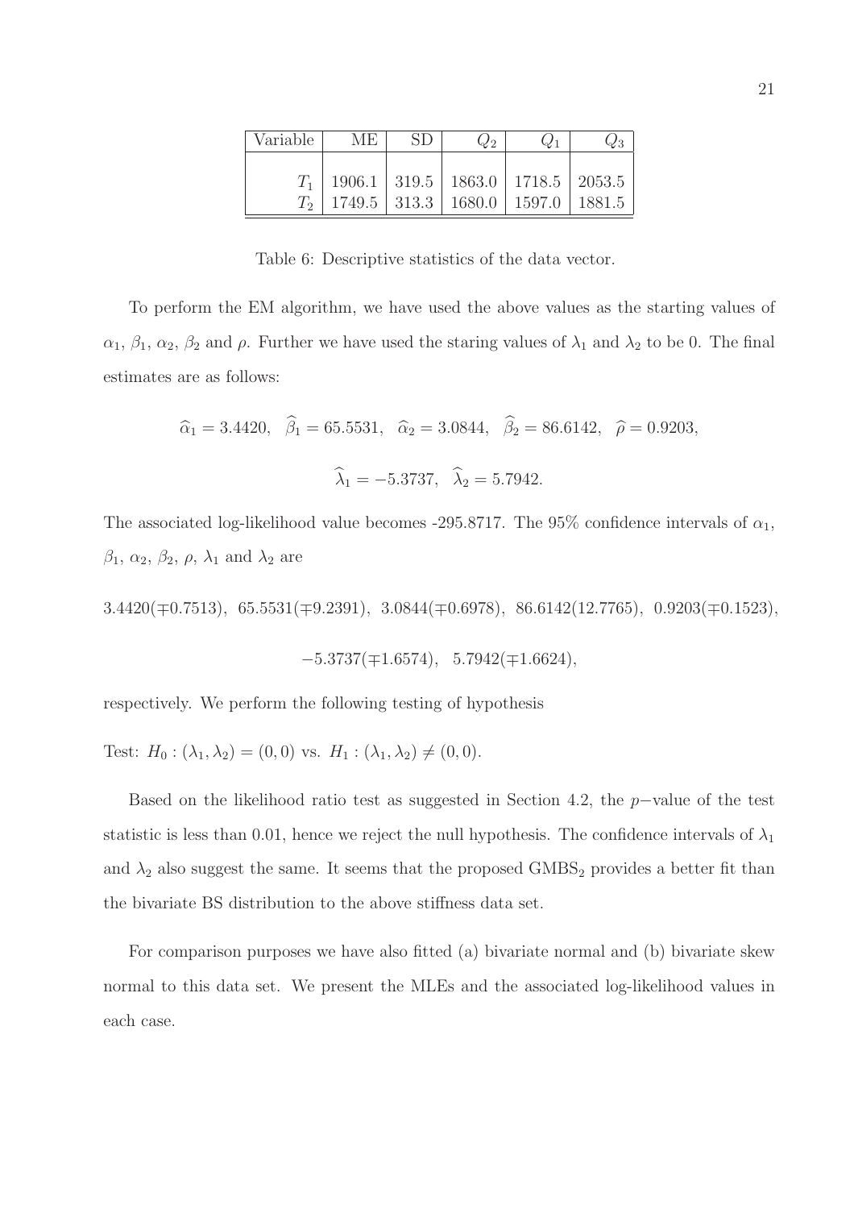| Variable | ME | SD | $Q_2$ | $Q_1$ | $Q_3$ |
|---|---|---|---|---|---|
| $T_1$ | 1906.1 | 319.5 | 1863.0 | 1718.5 | 2053.5 |
| $T_2$ | 1749.5 | 313.3 | 1680.0 | 1597.0 | 1881.5 |

Table 6: Descriptive statistics of the data vector.

To perform the EM algorithm, we have used the above values as the starting values of $\alpha_1$, $\beta_1$, $\alpha_2$, $\beta_2$ and $\rho$. Further we have used the staring values of $\lambda_1$ and $\lambda_2$ to be 0. The final estimates are as follows:

$$\widehat{\alpha}_1 = 3.4420, \quad \widehat{\beta}_1 = 65.5531, \quad \widehat{\alpha}_2 = 3.0844, \quad \widehat{\beta}_2 = 86.6142, \quad \widehat{\rho} = 0.9203,$$

$$\widehat{\lambda}_1 = -5.3737, \quad \widehat{\lambda}_2 = 5.7942.$$

The associated log-likelihood value becomes -295.8717. The 95% confidence intervals of $\alpha_1$, $\beta_1$, $\alpha_2$, $\beta_2$, $\rho$, $\lambda_1$ and $\lambda_2$ are

$$3.4420(\mp 0.7513), \ \ 65.5531(\mp 9.2391), \ \ 3.0844(\mp 0.6978), \ \ 86.6142(12.7765), \ \ 0.9203(\mp 0.1523),$$

$$-5.3737(\mp 1.6574), \quad 5.7942(\mp 1.6624),$$

respectively. We perform the following testing of hypothesis

Test: $H_0 : (\lambda_1, \lambda_2) = (0, 0)$ vs. $H_1 : (\lambda_1, \lambda_2) \neq (0, 0)$.

Based on the likelihood ratio test as suggested in Section 4.2, the $p-$value of the test statistic is less than 0.01, hence we reject the null hypothesis. The confidence intervals of $\lambda_1$ and $\lambda_2$ also suggest the same. It seems that the proposed $\text{GMBS}_2$ provides a better fit than the bivariate BS distribution to the above stiffness data set.

For comparison purposes we have also fitted (a) bivariate normal and (b) bivariate skew normal to this data set. We present the MLEs and the associated log-likelihood values in each case.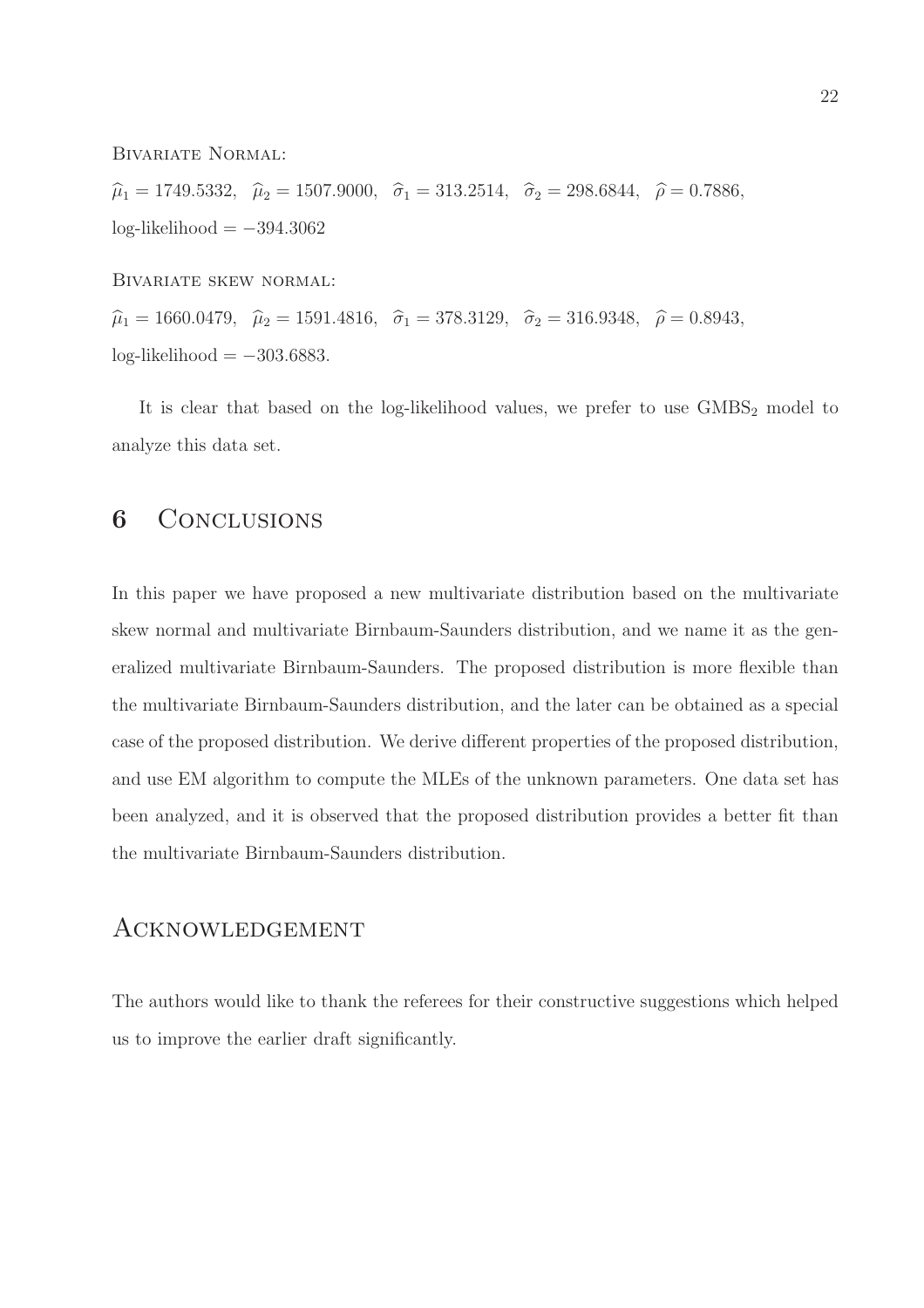Bivariate Normal:

$\widehat{\mu}_1 = 1749.5332$, $\widehat{\mu}_2 = 1507.9000$, $\widehat{\sigma}_1 = 313.2514$, $\widehat{\sigma}_2 = 298.6844$, $\widehat{\rho} = 0.7886$,
log-likelihood $= -394.3062$

Bivariate skew normal:

$\widehat{\mu}_1 = 1660.0479$, $\widehat{\mu}_2 = 1591.4816$, $\widehat{\sigma}_1 = 378.3129$, $\widehat{\sigma}_2 = 316.9348$, $\widehat{\rho} = 0.8943$,
log-likelihood $= -303.6883$.

It is clear that based on the log-likelihood values, we prefer to use $\text{GMBS}_2$ model to analyze this data set.

## 6 Conclusions

In this paper we have proposed a new multivariate distribution based on the multivariate skew normal and multivariate Birnbaum-Saunders distribution, and we name it as the generalized multivariate Birnbaum-Saunders. The proposed distribution is more flexible than the multivariate Birnbaum-Saunders distribution, and the later can be obtained as a special case of the proposed distribution. We derive different properties of the proposed distribution, and use EM algorithm to compute the MLEs of the unknown parameters. One data set has been analyzed, and it is observed that the proposed distribution provides a better fit than the multivariate Birnbaum-Saunders distribution.

## Acknowledgement

The authors would like to thank the referees for their constructive suggestions which helped us to improve the earlier draft significantly.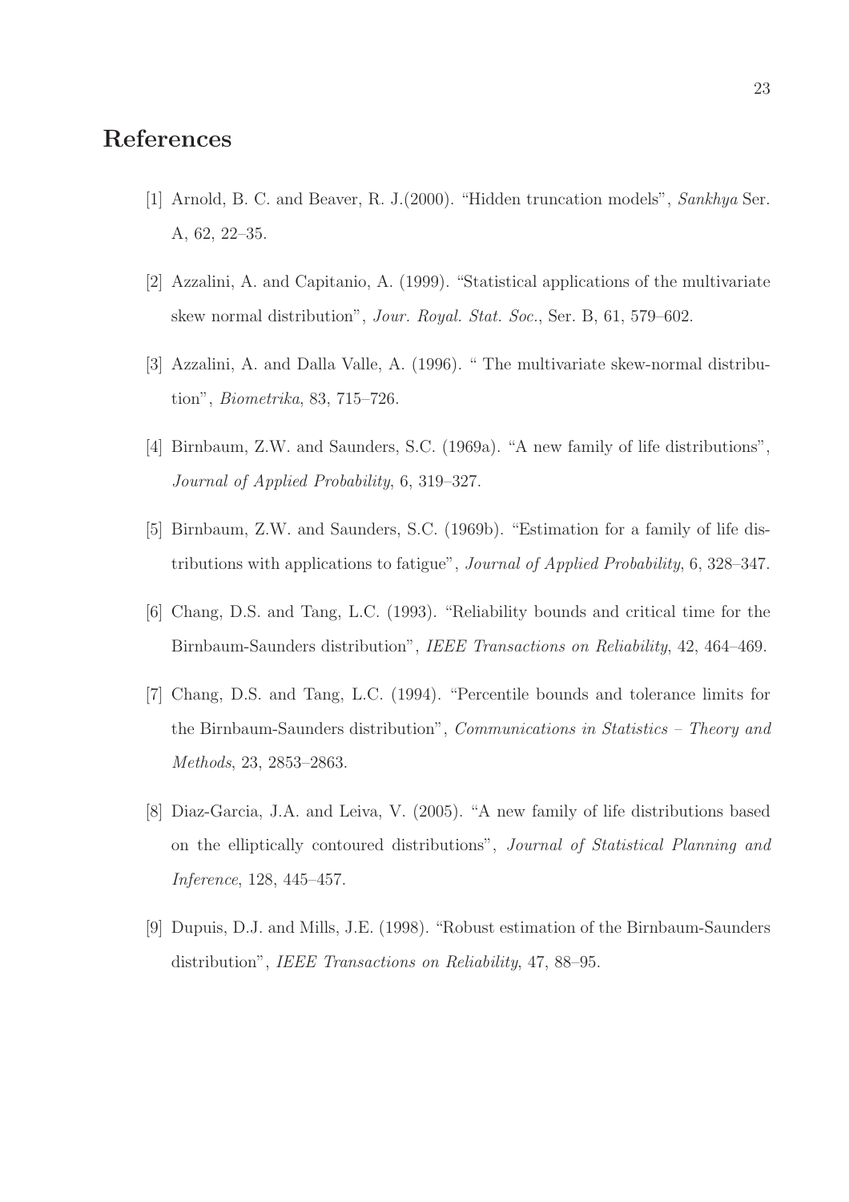# References

[1] Arnold, B. C. and Beaver, R. J.(2000). "Hidden truncation models", *Sankhya* Ser. A, 62, 22–35.

[2] Azzalini, A. and Capitanio, A. (1999). "Statistical applications of the multivariate skew normal distribution", *Jour. Royal. Stat. Soc.*, Ser. B, 61, 579–602.

[3] Azzalini, A. and Dalla Valle, A. (1996). " The multivariate skew-normal distribution", *Biometrika*, 83, 715–726.

[4] Birnbaum, Z.W. and Saunders, S.C. (1969a). "A new family of life distributions", *Journal of Applied Probability*, 6, 319–327.

[5] Birnbaum, Z.W. and Saunders, S.C. (1969b). "Estimation for a family of life distributions with applications to fatigue", *Journal of Applied Probability*, 6, 328–347.

[6] Chang, D.S. and Tang, L.C. (1993). "Reliability bounds and critical time for the Birnbaum-Saunders distribution", *IEEE Transactions on Reliability*, 42, 464–469.

[7] Chang, D.S. and Tang, L.C. (1994). "Percentile bounds and tolerance limits for the Birnbaum-Saunders distribution", *Communications in Statistics – Theory and Methods*, 23, 2853–2863.

[8] Diaz-Garcia, J.A. and Leiva, V. (2005). "A new family of life distributions based on the elliptically contoured distributions", *Journal of Statistical Planning and Inference*, 128, 445–457.

[9] Dupuis, D.J. and Mills, J.E. (1998). "Robust estimation of the Birnbaum-Saunders distribution", *IEEE Transactions on Reliability*, 47, 88–95.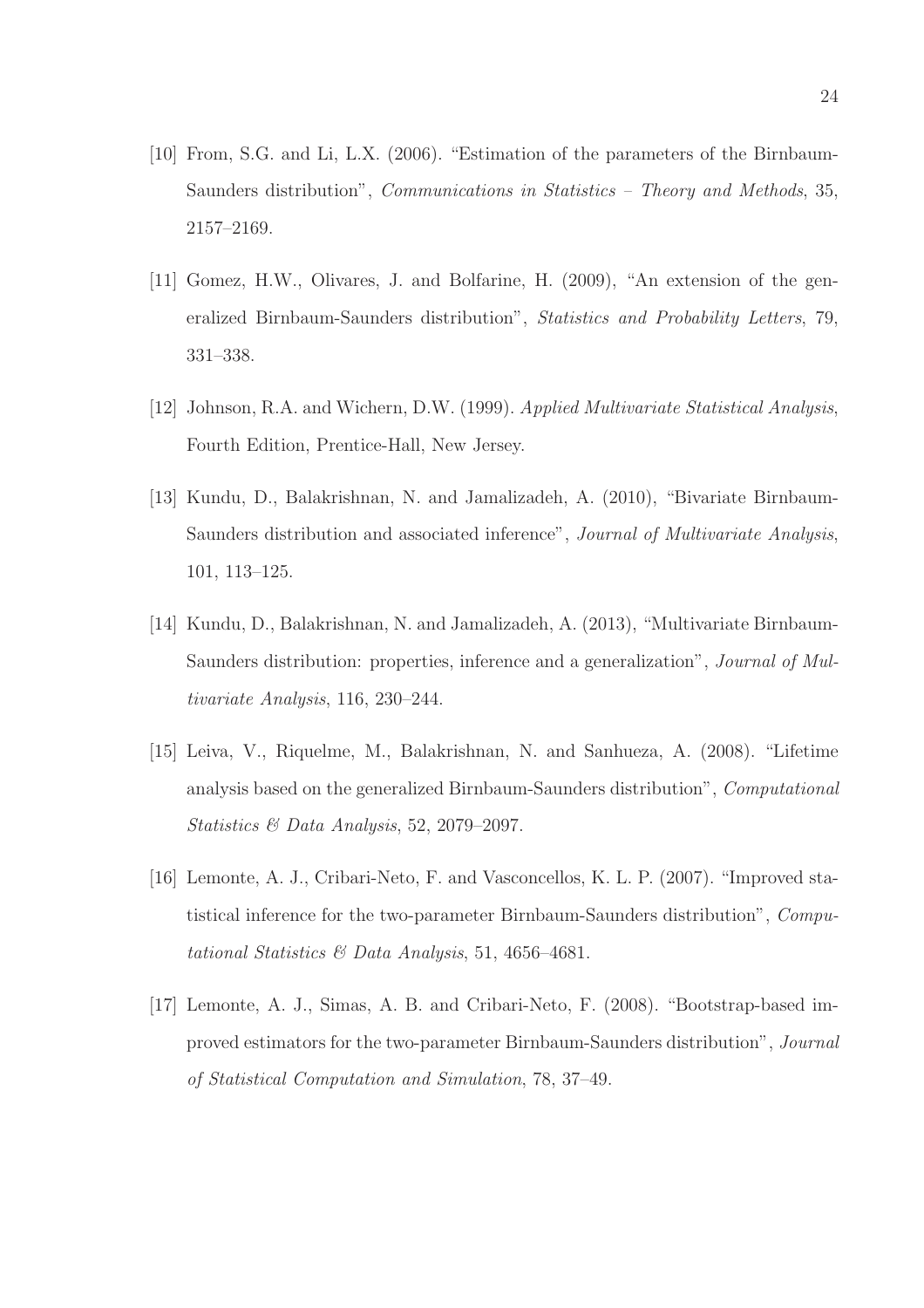[10] From, S.G. and Li, L.X. (2006). "Estimation of the parameters of the Birnbaum-Saunders distribution", *Communications in Statistics – Theory and Methods*, 35, 2157–2169.

[11] Gomez, H.W., Olivares, J. and Bolfarine, H. (2009), "An extension of the generalized Birnbaum-Saunders distribution", *Statistics and Probability Letters*, 79, 331–338.

[12] Johnson, R.A. and Wichern, D.W. (1999). *Applied Multivariate Statistical Analysis*, Fourth Edition, Prentice-Hall, New Jersey.

[13] Kundu, D., Balakrishnan, N. and Jamalizadeh, A. (2010), "Bivariate Birnbaum-Saunders distribution and associated inference", *Journal of Multivariate Analysis*, 101, 113–125.

[14] Kundu, D., Balakrishnan, N. and Jamalizadeh, A. (2013), "Multivariate Birnbaum-Saunders distribution: properties, inference and a generalization", *Journal of Multivariate Analysis*, 116, 230–244.

[15] Leiva, V., Riquelme, M., Balakrishnan, N. and Sanhueza, A. (2008). "Lifetime analysis based on the generalized Birnbaum-Saunders distribution", *Computational Statistics & Data Analysis*, 52, 2079–2097.

[16] Lemonte, A. J., Cribari-Neto, F. and Vasconcellos, K. L. P. (2007). "Improved statistical inference for the two-parameter Birnbaum-Saunders distribution", *Computational Statistics & Data Analysis*, 51, 4656–4681.

[17] Lemonte, A. J., Simas, A. B. and Cribari-Neto, F. (2008). "Bootstrap-based improved estimators for the two-parameter Birnbaum-Saunders distribution", *Journal of Statistical Computation and Simulation*, 78, 37–49.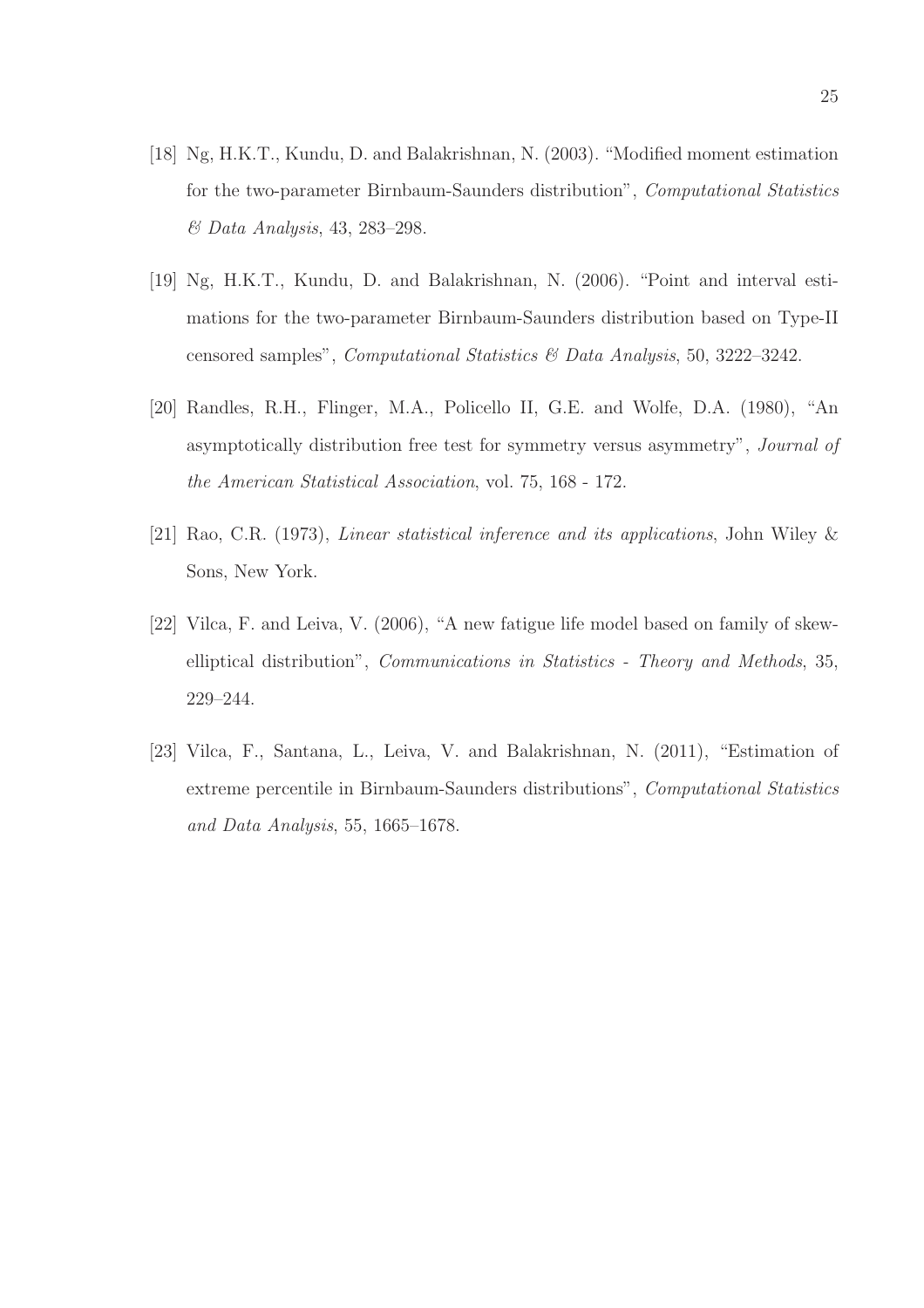[18] Ng, H.K.T., Kundu, D. and Balakrishnan, N. (2003). "Modified moment estimation for the two-parameter Birnbaum-Saunders distribution", *Computational Statistics & Data Analysis*, 43, 283–298.

[19] Ng, H.K.T., Kundu, D. and Balakrishnan, N. (2006). "Point and interval estimations for the two-parameter Birnbaum-Saunders distribution based on Type-II censored samples", *Computational Statistics & Data Analysis*, 50, 3222–3242.

[20] Randles, R.H., Flinger, M.A., Policello II, G.E. and Wolfe, D.A. (1980), "An asymptotically distribution free test for symmetry versus asymmetry", *Journal of the American Statistical Association*, vol. 75, 168 - 172.

[21] Rao, C.R. (1973), *Linear statistical inference and its applications*, John Wiley & Sons, New York.

[22] Vilca, F. and Leiva, V. (2006), "A new fatigue life model based on family of skew-elliptical distribution", *Communications in Statistics - Theory and Methods*, 35, 229–244.

[23] Vilca, F., Santana, L., Leiva, V. and Balakrishnan, N. (2011), "Estimation of extreme percentile in Birnbaum-Saunders distributions", *Computational Statistics and Data Analysis*, 55, 1665–1678.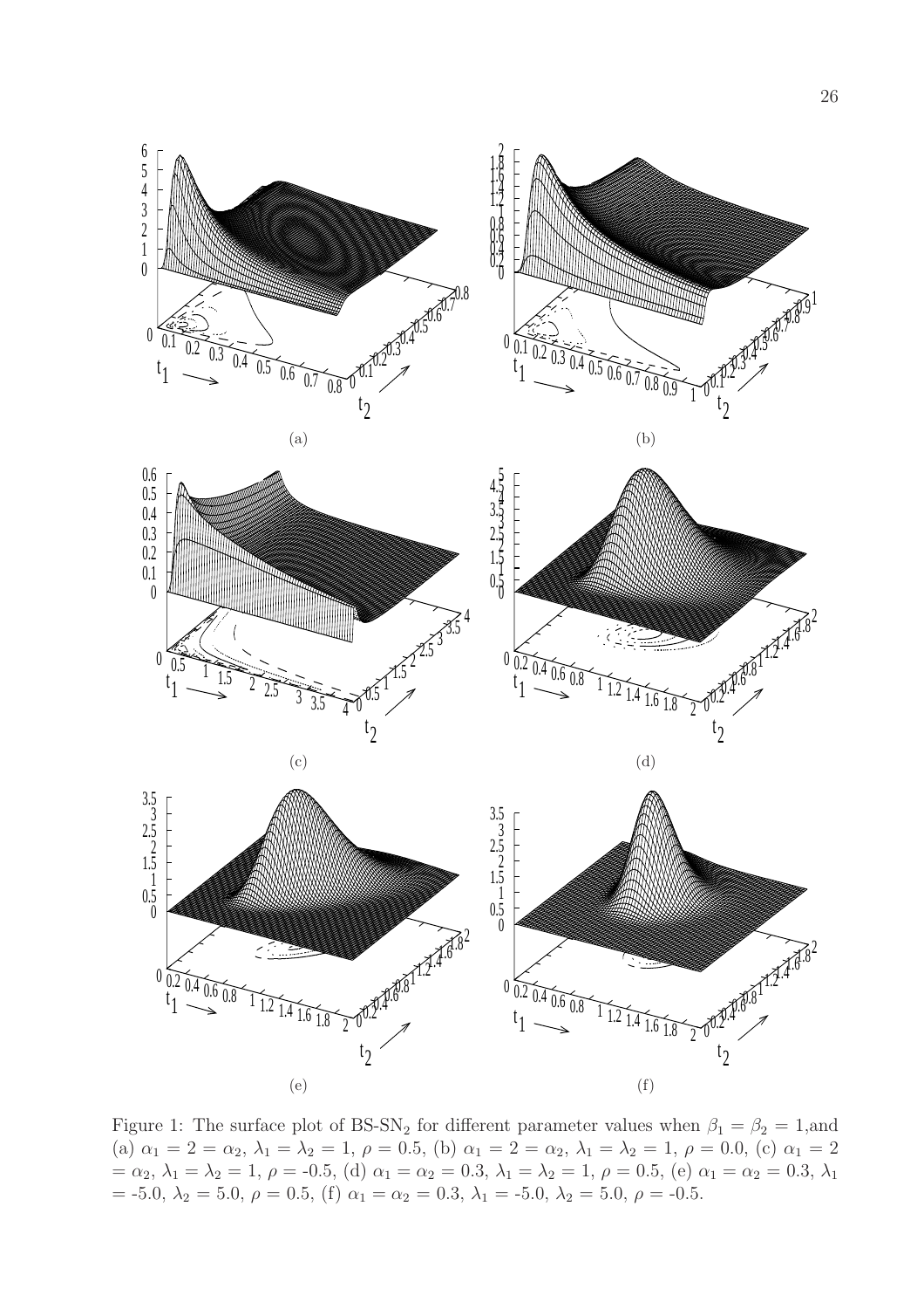(a)

(b)

(c)

(d)

(e)

(f)

Figure 1: The surface plot of BS-SN$_2$ for different parameter values when $\beta_1 = \beta_2 = 1$,and (a) $\alpha_1 = 2 = \alpha_2$, $\lambda_1 = \lambda_2 = 1$, $\rho = 0.5$, (b) $\alpha_1 = 2 = \alpha_2$, $\lambda_1 = \lambda_2 = 1$, $\rho = 0.0$, (c) $\alpha_1 = 2 = \alpha_2$, $\lambda_1 = \lambda_2 = 1$, $\rho = -0.5$, (d) $\alpha_1 = \alpha_2 = 0.3$, $\lambda_1 = \lambda_2 = 1$, $\rho = 0.5$, (e) $\alpha_1 = \alpha_2 = 0.3$, $\lambda_1 = -5.0$, $\lambda_2 = 5.0$, $\rho = 0.5$, (f) $\alpha_1 = \alpha_2 = 0.3$, $\lambda_1 = -5.0$, $\lambda_2 = 5.0$, $\rho = -0.5$.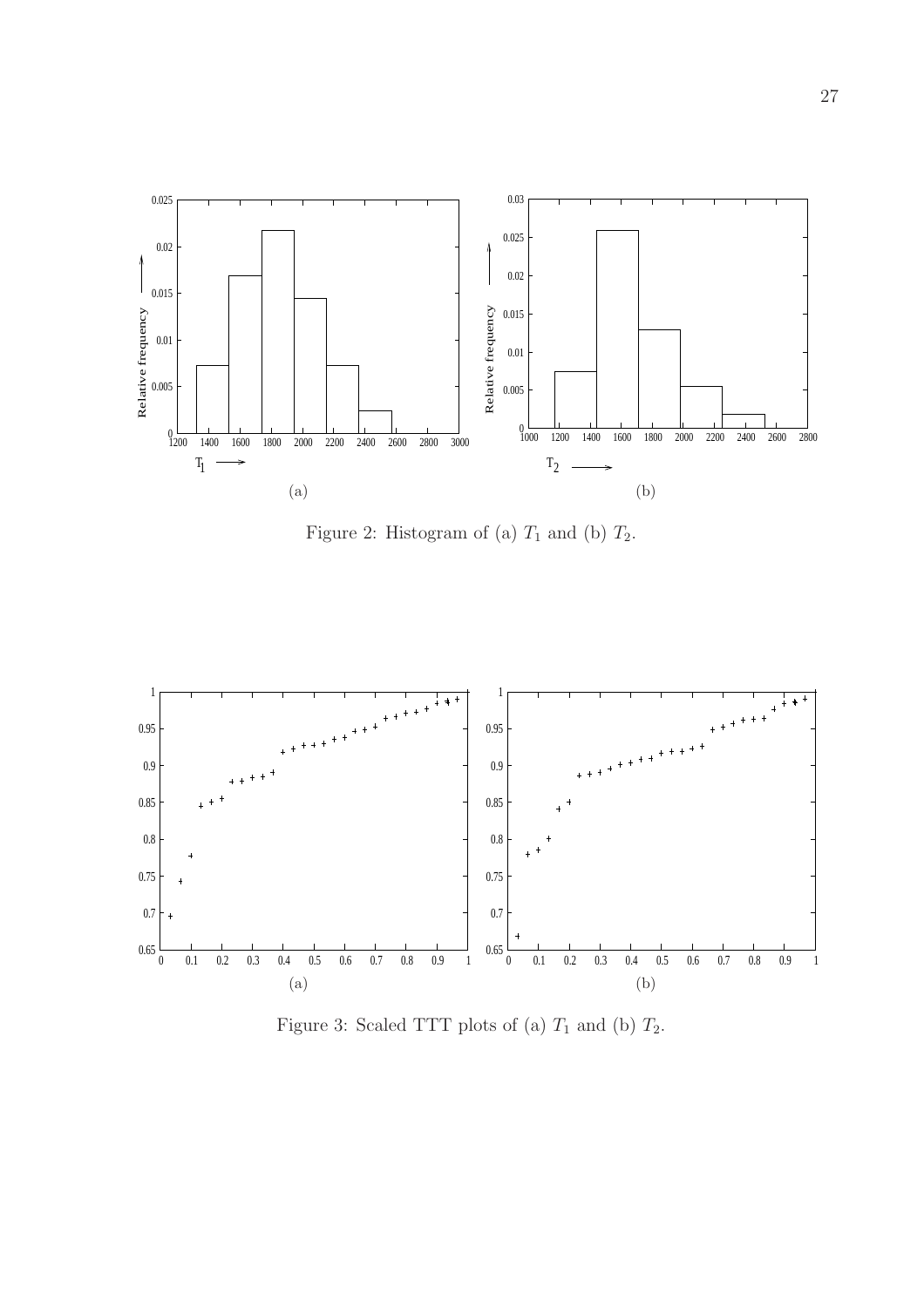Relative frequency

0.025
0.02
0.015
0.01
0.005
0

1200 1400 1600 1800 2000 2200 2400 2600 2800 3000

$T_1$ ⟶

(a)

Relative frequency

0.03
0.025
0.02
0.015
0.01
0.005
0

1000 1200 1400 1600 1800 2000 2200 2400 2600 2800

$T_2$ ⟶

(b)

Figure 2: Histogram of (a) $T_1$ and (b) $T_2$.

1
0.95
0.9
0.85
0.8
0.75
0.7
0.65

0 0.1 0.2 0.3 0.4 0.5 0.6 0.7 0.8 0.9 1

(a)

1
0.95
0.9
0.85
0.8
0.75
0.7
0.65

0 0.1 0.2 0.3 0.4 0.5 0.6 0.7 0.8 0.9 1

(b)

Figure 3: Scaled TTT plots of (a) $T_1$ and (b) $T_2$.